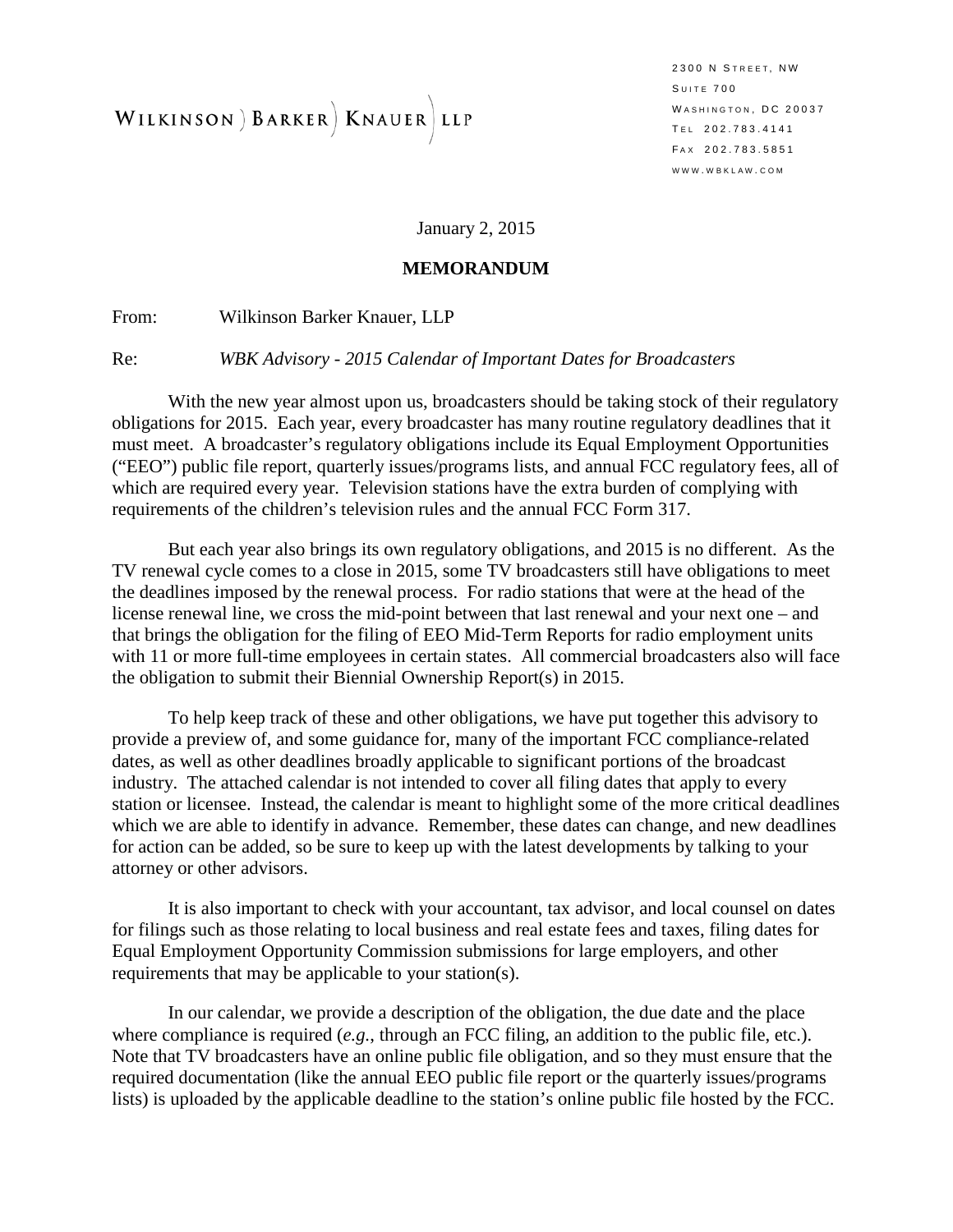WILKINSON ) BARKER ) KNAUER ) LLP

2300 N STREET, NW
SUITE 700
WASHINGTON, DC 20037
TEL 202.783.4141
FAX 202.783.5851
WWW.WBKLAW.COM

January 2, 2015

**MEMORANDUM**

From: Wilkinson Barker Knauer, LLP

Re: *WBK Advisory - 2015 Calendar of Important Dates for Broadcasters*

With the new year almost upon us, broadcasters should be taking stock of their regulatory obligations for 2015. Each year, every broadcaster has many routine regulatory deadlines that it must meet. A broadcaster's regulatory obligations include its Equal Employment Opportunities ("EEO") public file report, quarterly issues/programs lists, and annual FCC regulatory fees, all of which are required every year. Television stations have the extra burden of complying with requirements of the children's television rules and the annual FCC Form 317.

But each year also brings its own regulatory obligations, and 2015 is no different. As the TV renewal cycle comes to a close in 2015, some TV broadcasters still have obligations to meet the deadlines imposed by the renewal process. For radio stations that were at the head of the license renewal line, we cross the mid-point between that last renewal and your next one – and that brings the obligation for the filing of EEO Mid-Term Reports for radio employment units with 11 or more full-time employees in certain states. All commercial broadcasters also will face the obligation to submit their Biennial Ownership Report(s) in 2015.

To help keep track of these and other obligations, we have put together this advisory to provide a preview of, and some guidance for, many of the important FCC compliance-related dates, as well as other deadlines broadly applicable to significant portions of the broadcast industry. The attached calendar is not intended to cover all filing dates that apply to every station or licensee. Instead, the calendar is meant to highlight some of the more critical deadlines which we are able to identify in advance. Remember, these dates can change, and new deadlines for action can be added, so be sure to keep up with the latest developments by talking to your attorney or other advisors.

It is also important to check with your accountant, tax advisor, and local counsel on dates for filings such as those relating to local business and real estate fees and taxes, filing dates for Equal Employment Opportunity Commission submissions for large employers, and other requirements that may be applicable to your station(s).

In our calendar, we provide a description of the obligation, the due date and the place where compliance is required (*e.g.*, through an FCC filing, an addition to the public file, etc.). Note that TV broadcasters have an online public file obligation, and so they must ensure that the required documentation (like the annual EEO public file report or the quarterly issues/programs lists) is uploaded by the applicable deadline to the station's online public file hosted by the FCC.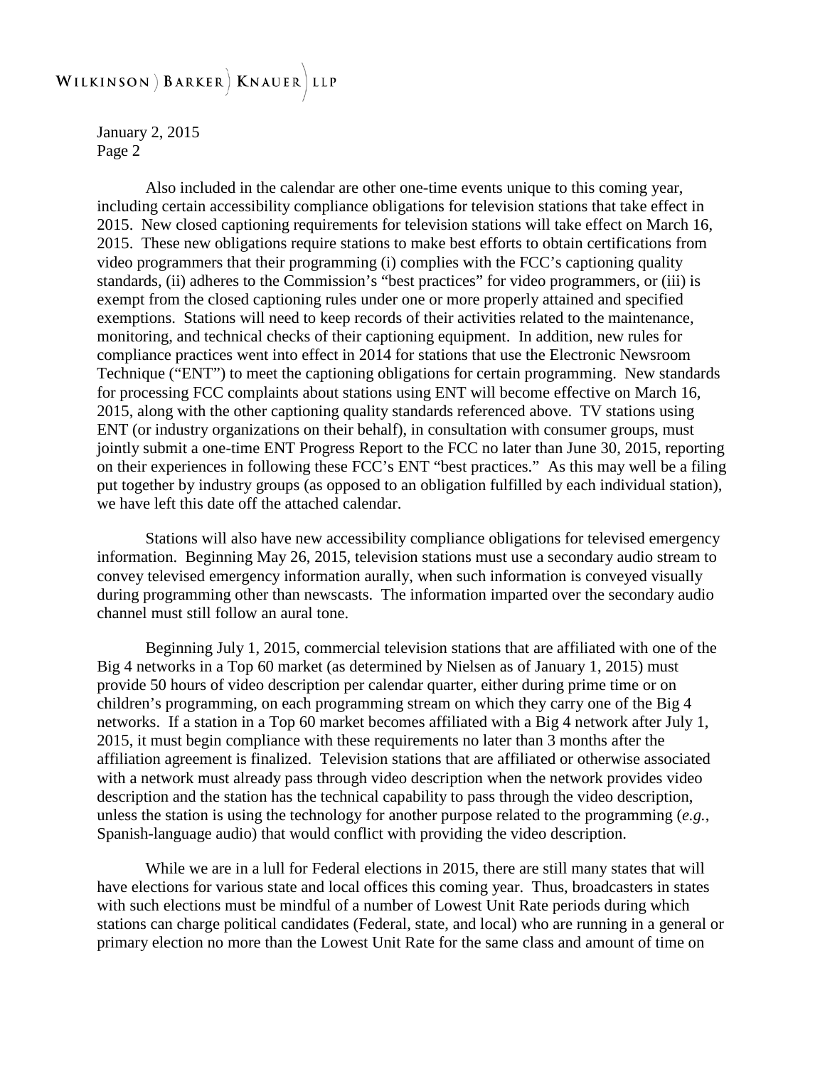Also included in the calendar are other one-time events unique to this coming year, including certain accessibility compliance obligations for television stations that take effect in 2015. New closed captioning requirements for television stations will take effect on March 16, 2015. These new obligations require stations to make best efforts to obtain certifications from video programmers that their programming (i) complies with the FCC's captioning quality standards, (ii) adheres to the Commission's "best practices" for video programmers, or (iii) is exempt from the closed captioning rules under one or more properly attained and specified exemptions. Stations will need to keep records of their activities related to the maintenance, monitoring, and technical checks of their captioning equipment. In addition, new rules for compliance practices went into effect in 2014 for stations that use the Electronic Newsroom Technique ("ENT") to meet the captioning obligations for certain programming. New standards for processing FCC complaints about stations using ENT will become effective on March 16, 2015, along with the other captioning quality standards referenced above. TV stations using ENT (or industry organizations on their behalf), in consultation with consumer groups, must jointly submit a one-time ENT Progress Report to the FCC no later than June 30, 2015, reporting on their experiences in following these FCC's ENT "best practices." As this may well be a filing put together by industry groups (as opposed to an obligation fulfilled by each individual station), we have left this date off the attached calendar.

Stations will also have new accessibility compliance obligations for televised emergency information. Beginning May 26, 2015, television stations must use a secondary audio stream to convey televised emergency information aurally, when such information is conveyed visually during programming other than newscasts. The information imparted over the secondary audio channel must still follow an aural tone.

Beginning July 1, 2015, commercial television stations that are affiliated with one of the Big 4 networks in a Top 60 market (as determined by Nielsen as of January 1, 2015) must provide 50 hours of video description per calendar quarter, either during prime time or on children's programming, on each programming stream on which they carry one of the Big 4 networks. If a station in a Top 60 market becomes affiliated with a Big 4 network after July 1, 2015, it must begin compliance with these requirements no later than 3 months after the affiliation agreement is finalized. Television stations that are affiliated or otherwise associated with a network must already pass through video description when the network provides video description and the station has the technical capability to pass through the video description, unless the station is using the technology for another purpose related to the programming (*e.g.*, Spanish-language audio) that would conflict with providing the video description.

While we are in a lull for Federal elections in 2015, there are still many states that will have elections for various state and local offices this coming year. Thus, broadcasters in states with such elections must be mindful of a number of Lowest Unit Rate periods during which stations can charge political candidates (Federal, state, and local) who are running in a general or primary election no more than the Lowest Unit Rate for the same class and amount of time on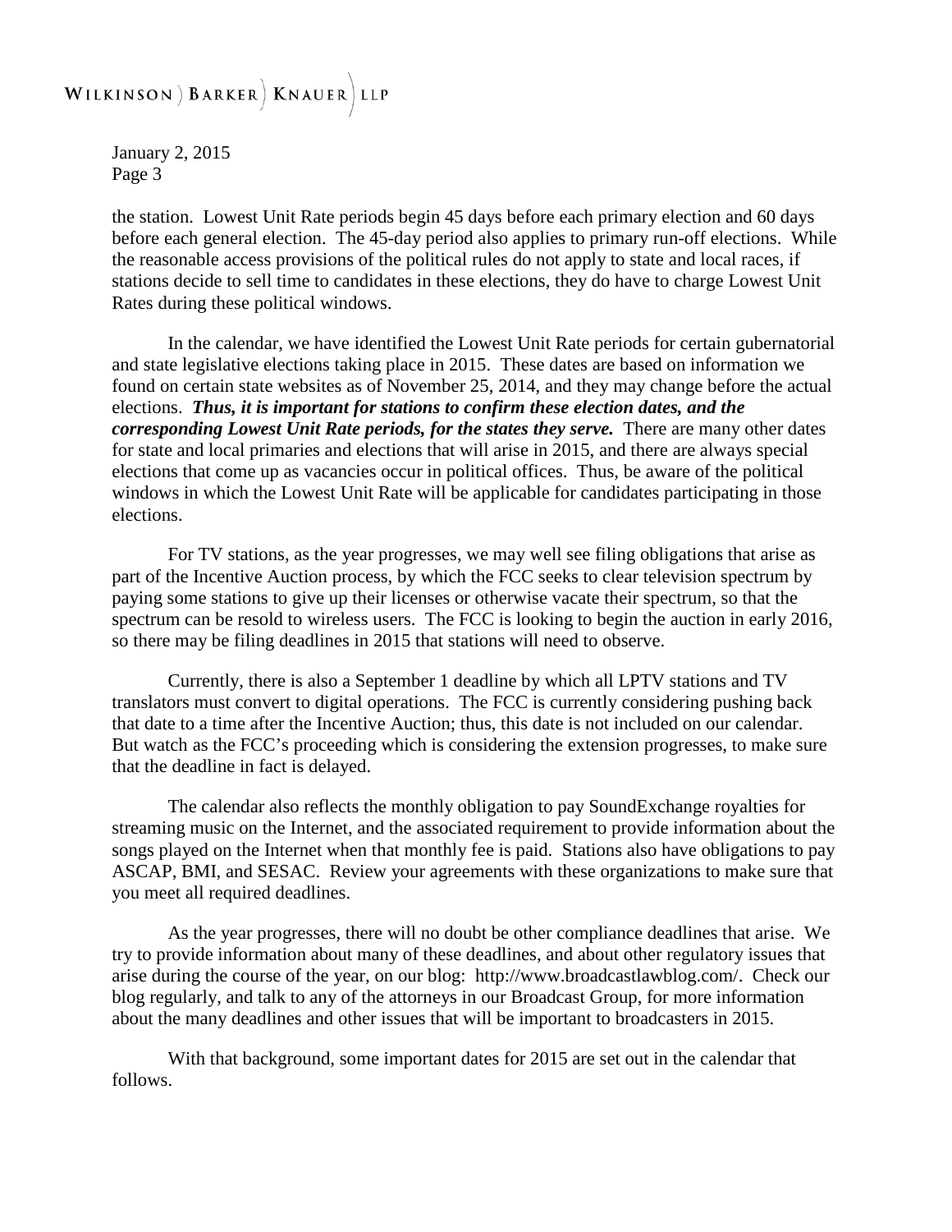the station. Lowest Unit Rate periods begin 45 days before each primary election and 60 days before each general election. The 45-day period also applies to primary run-off elections. While the reasonable access provisions of the political rules do not apply to state and local races, if stations decide to sell time to candidates in these elections, they do have to charge Lowest Unit Rates during these political windows.

In the calendar, we have identified the Lowest Unit Rate periods for certain gubernatorial and state legislative elections taking place in 2015. These dates are based on information we found on certain state websites as of November 25, 2014, and they may change before the actual elections. ***Thus, it is important for stations to confirm these election dates, and the corresponding Lowest Unit Rate periods, for the states they serve.*** There are many other dates for state and local primaries and elections that will arise in 2015, and there are always special elections that come up as vacancies occur in political offices. Thus, be aware of the political windows in which the Lowest Unit Rate will be applicable for candidates participating in those elections.

For TV stations, as the year progresses, we may well see filing obligations that arise as part of the Incentive Auction process, by which the FCC seeks to clear television spectrum by paying some stations to give up their licenses or otherwise vacate their spectrum, so that the spectrum can be resold to wireless users. The FCC is looking to begin the auction in early 2016, so there may be filing deadlines in 2015 that stations will need to observe.

Currently, there is also a September 1 deadline by which all LPTV stations and TV translators must convert to digital operations. The FCC is currently considering pushing back that date to a time after the Incentive Auction; thus, this date is not included on our calendar. But watch as the FCC's proceeding which is considering the extension progresses, to make sure that the deadline in fact is delayed.

The calendar also reflects the monthly obligation to pay SoundExchange royalties for streaming music on the Internet, and the associated requirement to provide information about the songs played on the Internet when that monthly fee is paid. Stations also have obligations to pay ASCAP, BMI, and SESAC. Review your agreements with these organizations to make sure that you meet all required deadlines.

As the year progresses, there will no doubt be other compliance deadlines that arise. We try to provide information about many of these deadlines, and about other regulatory issues that arise during the course of the year, on our blog: http://www.broadcastlawblog.com/. Check our blog regularly, and talk to any of the attorneys in our Broadcast Group, for more information about the many deadlines and other issues that will be important to broadcasters in 2015.

With that background, some important dates for 2015 are set out in the calendar that follows.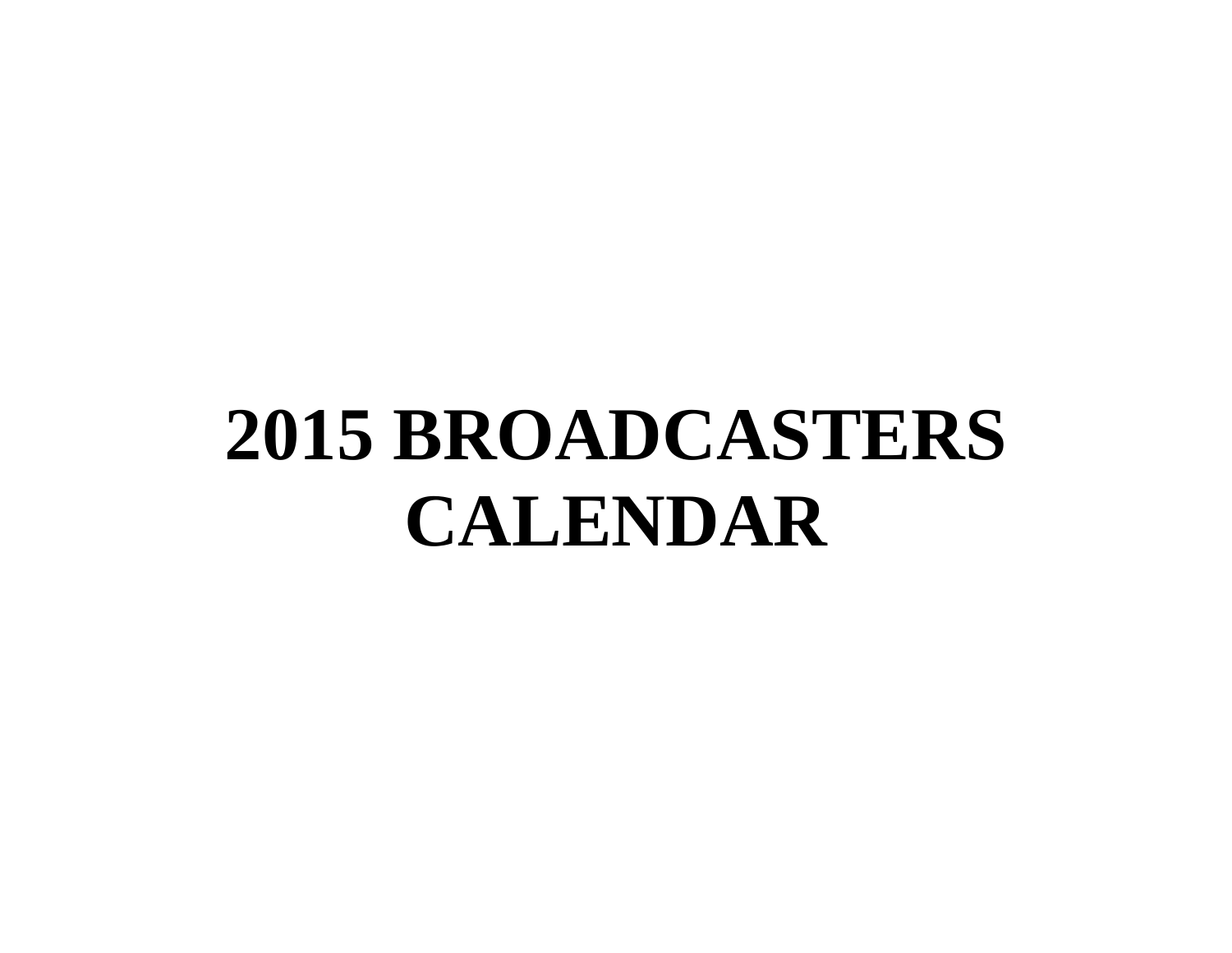# 2015 BROADCASTERS CALENDAR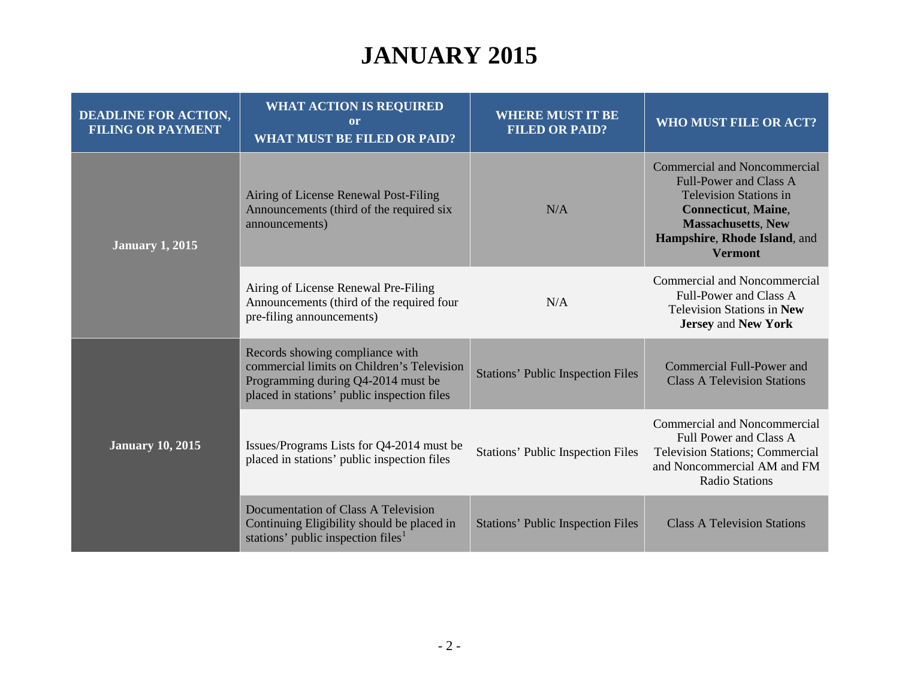# JANUARY 2015

| DEADLINE FOR ACTION, FILING OR PAYMENT | WHAT ACTION IS REQUIRED or WHAT MUST BE FILED OR PAID? | WHERE MUST IT BE FILED OR PAID? | WHO MUST FILE OR ACT? |
|---|---|---|---|
| **January 1, 2015** | Airing of License Renewal Post-Filing Announcements (third of the required six announcements) | N/A | Commercial and Noncommercial Full-Power and Class A Television Stations in **Connecticut**, **Maine**, **Massachusetts**, **New Hampshire**, **Rhode Island**, and **Vermont** |
| | Airing of License Renewal Pre-Filing Announcements (third of the required four pre-filing announcements) | N/A | Commercial and Noncommercial Full-Power and Class A Television Stations in **New Jersey** and **New York** |
| **January 10, 2015** | Records showing compliance with commercial limits on Children's Television Programming during Q4-2014 must be placed in stations' public inspection files | Stations' Public Inspection Files | Commercial Full-Power and Class A Television Stations |
| | Issues/Programs Lists for Q4-2014 must be placed in stations' public inspection files | Stations' Public Inspection Files | Commercial and Noncommercial Full Power and Class A Television Stations; Commercial and Noncommercial AM and FM Radio Stations |
| | Documentation of Class A Television Continuing Eligibility should be placed in stations' public inspection files[1] | Stations' Public Inspection Files | Class A Television Stations |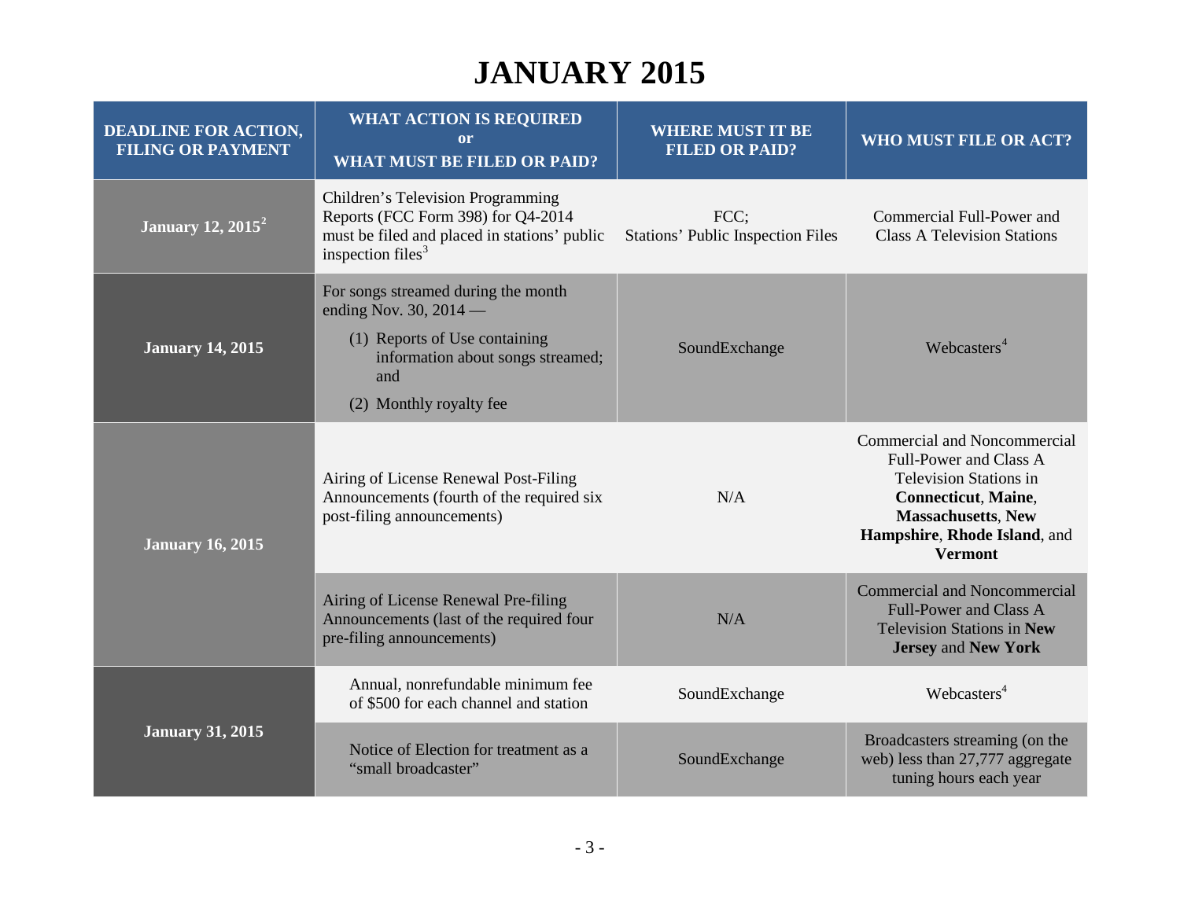# JANUARY 2015

| DEADLINE FOR ACTION, FILING OR PAYMENT | WHAT ACTION IS REQUIRED or WHAT MUST BE FILED OR PAID? | WHERE MUST IT BE FILED OR PAID? | WHO MUST FILE OR ACT? |
|---|---|---|---|
| **January 12, 2015**[2] | Children's Television Programming Reports (FCC Form 398) for Q4-2014 must be filed and placed in stations' public inspection files[3] | FCC; Stations' Public Inspection Files | Commercial Full-Power and Class A Television Stations |
| **January 14, 2015** | For songs streamed during the month ending Nov. 30, 2014 — (1) Reports of Use containing information about songs streamed; and (2) Monthly royalty fee | SoundExchange | Webcasters[4] |
| **January 16, 2015** | Airing of License Renewal Post-Filing Announcements (fourth of the required six post-filing announcements) | N/A | Commercial and Noncommercial Full-Power and Class A Television Stations in **Connecticut**, **Maine**, **Massachusetts**, **New Hampshire**, **Rhode Island**, and **Vermont** |
| | Airing of License Renewal Pre-filing Announcements (last of the required four pre-filing announcements) | N/A | Commercial and Noncommercial Full-Power and Class A Television Stations in **New Jersey** and **New York** |
| **January 31, 2015** | Annual, nonrefundable minimum fee of $500 for each channel and station | SoundExchange | Webcasters[4] |
| | Notice of Election for treatment as a "small broadcaster" | SoundExchange | Broadcasters streaming (on the web) less than 27,777 aggregate tuning hours each year |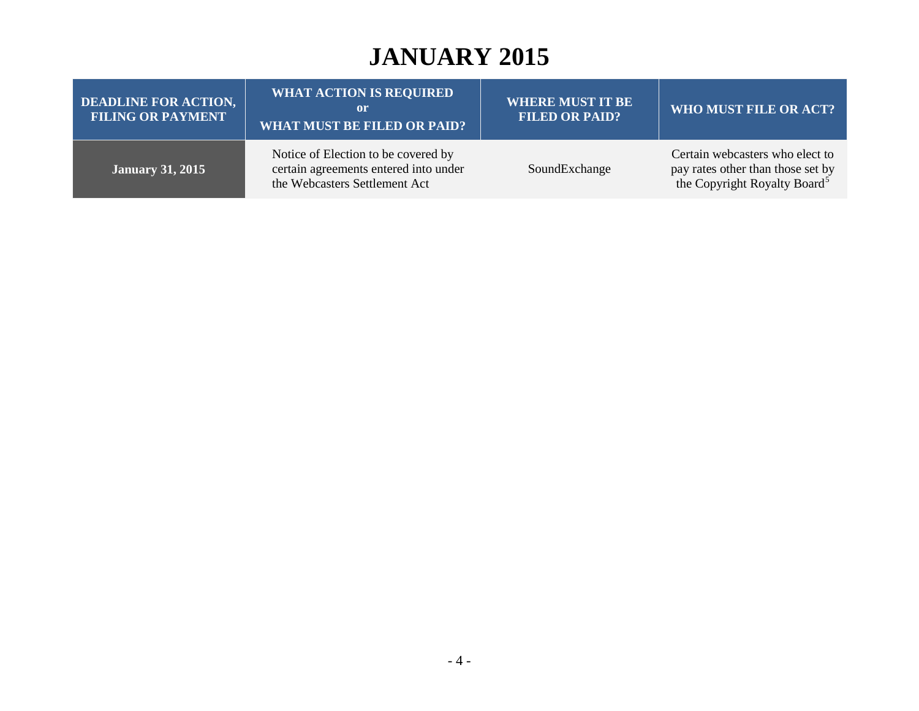# JANUARY 2015

| DEADLINE FOR ACTION, FILING OR PAYMENT | WHAT ACTION IS REQUIRED or WHAT MUST BE FILED OR PAID? | WHERE MUST IT BE FILED OR PAID? | WHO MUST FILE OR ACT? |
|---|---|---|---|
| **January 31, 2015** | Notice of Election to be covered by certain agreements entered into under the Webcasters Settlement Act | SoundExchange | Certain webcasters who elect to pay rates other than those set by the Copyright Royalty Board[5] |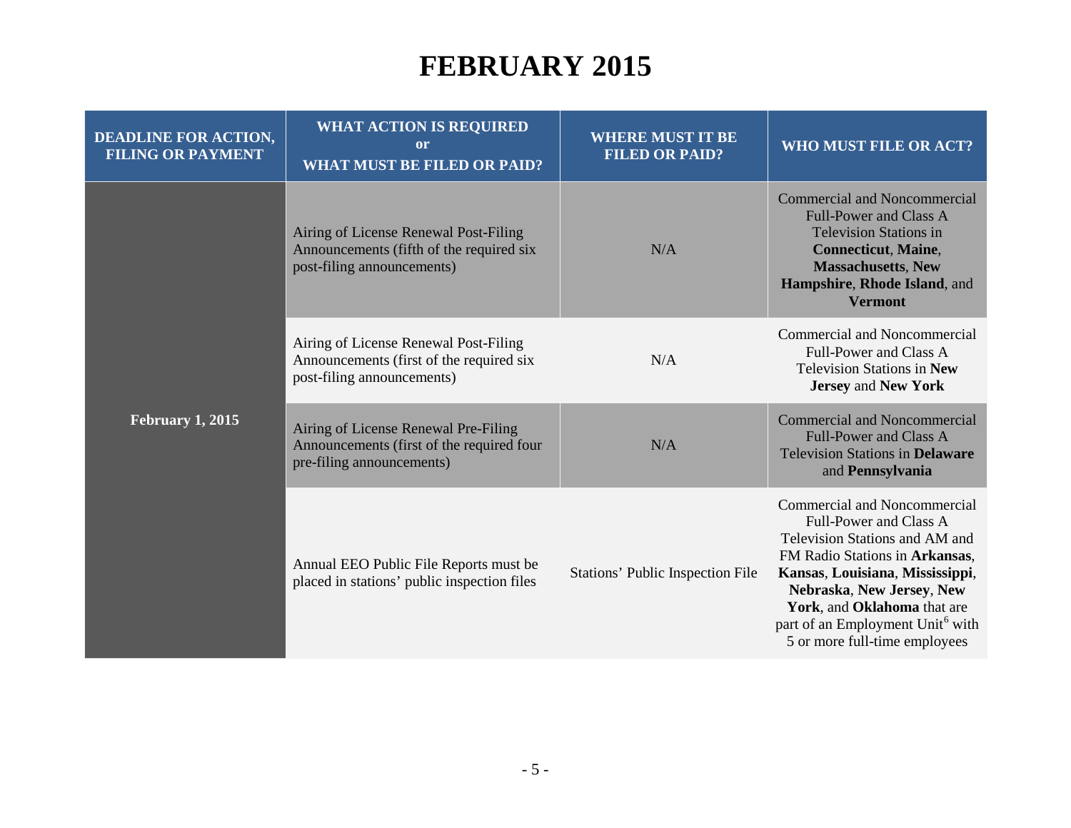# FEBRUARY 2015

| DEADLINE FOR ACTION, FILING OR PAYMENT | WHAT ACTION IS REQUIRED or WHAT MUST BE FILED OR PAID? | WHERE MUST IT BE FILED OR PAID? | WHO MUST FILE OR ACT? |
|---|---|---|---|
| **February 1, 2015** | Airing of License Renewal Post-Filing Announcements (fifth of the required six post-filing announcements) | N/A | Commercial and Noncommercial Full-Power and Class A Television Stations in **Connecticut**, **Maine**, **Massachusetts**, **New Hampshire**, **Rhode Island**, and **Vermont** |
| | Airing of License Renewal Post-Filing Announcements (first of the required six post-filing announcements) | N/A | Commercial and Noncommercial Full-Power and Class A Television Stations in **New Jersey** and **New York** |
| | Airing of License Renewal Pre-Filing Announcements (first of the required four pre-filing announcements) | N/A | Commercial and Noncommercial Full-Power and Class A Television Stations in **Delaware** and **Pennsylvania** |
| | Annual EEO Public File Reports must be placed in stations' public inspection files | Stations' Public Inspection File | Commercial and Noncommercial Full-Power and Class A Television Stations and AM and FM Radio Stations in **Arkansas**, **Kansas**, **Louisiana**, **Mississippi**, **Nebraska**, **New Jersey**, **New York**, and **Oklahoma** that are part of an Employment Unit[6] with 5 or more full-time employees |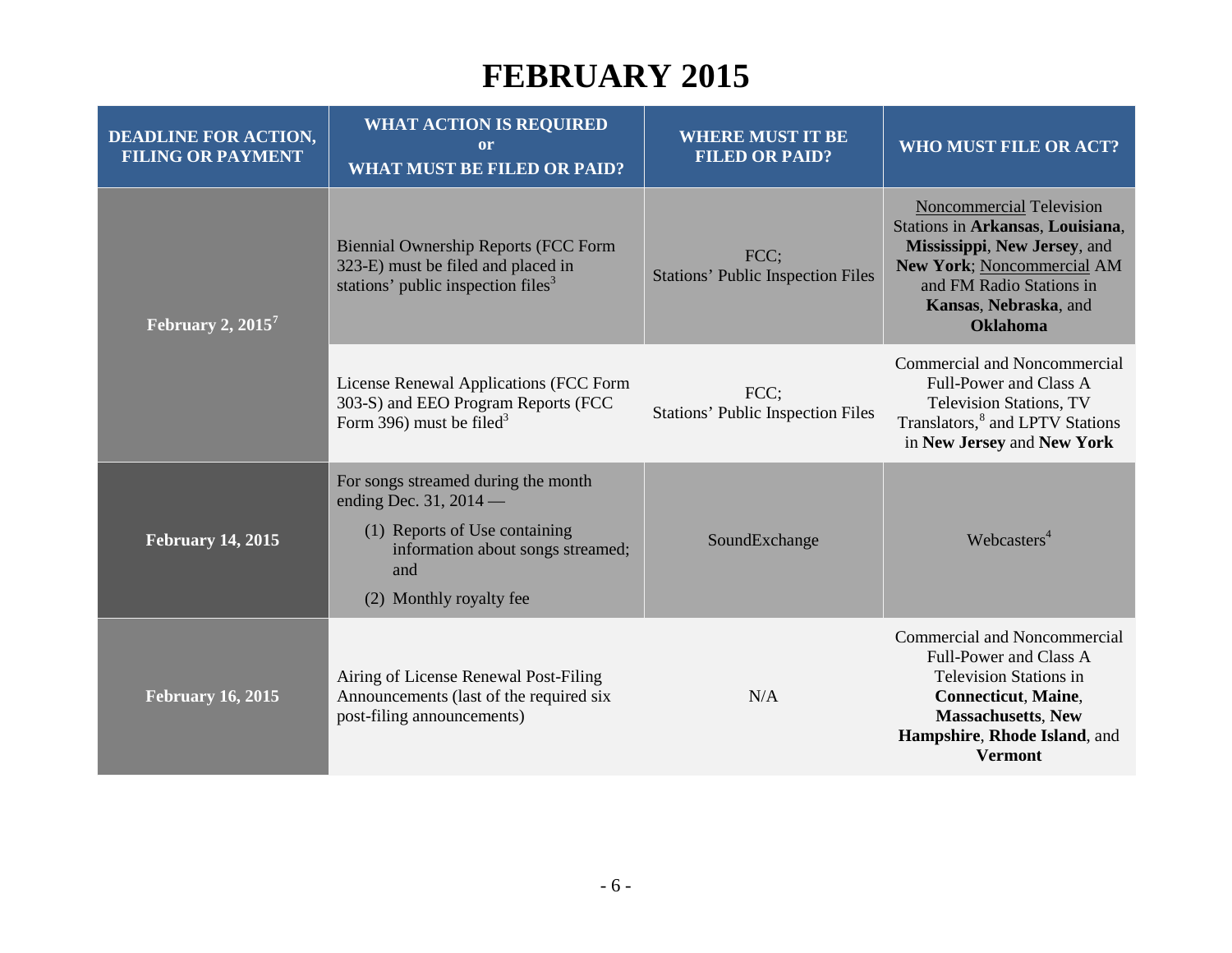# FEBRUARY 2015

| DEADLINE FOR ACTION, FILING OR PAYMENT | WHAT ACTION IS REQUIRED or WHAT MUST BE FILED OR PAID? | WHERE MUST IT BE FILED OR PAID? | WHO MUST FILE OR ACT? |
|---|---|---|---|
| **February 2, 2015**[7] | Biennial Ownership Reports (FCC Form 323-E) must be filed and placed in stations' public inspection files[3] | FCC; Stations' Public Inspection Files | Noncommercial Television Stations in **Arkansas**, **Louisiana**, **Mississippi**, **New Jersey**, and **New York**; Noncommercial AM and FM Radio Stations in **Kansas**, **Nebraska**, and **Oklahoma** |
| | License Renewal Applications (FCC Form 303-S) and EEO Program Reports (FCC Form 396) must be filed[3] | FCC; Stations' Public Inspection Files | Commercial and Noncommercial Full-Power and Class A Television Stations, TV Translators,[8] and LPTV Stations in **New Jersey** and **New York** |
| **February 14, 2015** | For songs streamed during the month ending Dec. 31, 2014 — (1) Reports of Use containing information about songs streamed; and (2) Monthly royalty fee | SoundExchange | Webcasters[4] |
| **February 16, 2015** | Airing of License Renewal Post-Filing Announcements (last of the required six post-filing announcements) | N/A | Commercial and Noncommercial Full-Power and Class A Television Stations in **Connecticut**, **Maine**, **Massachusetts**, **New Hampshire**, **Rhode Island**, and **Vermont** |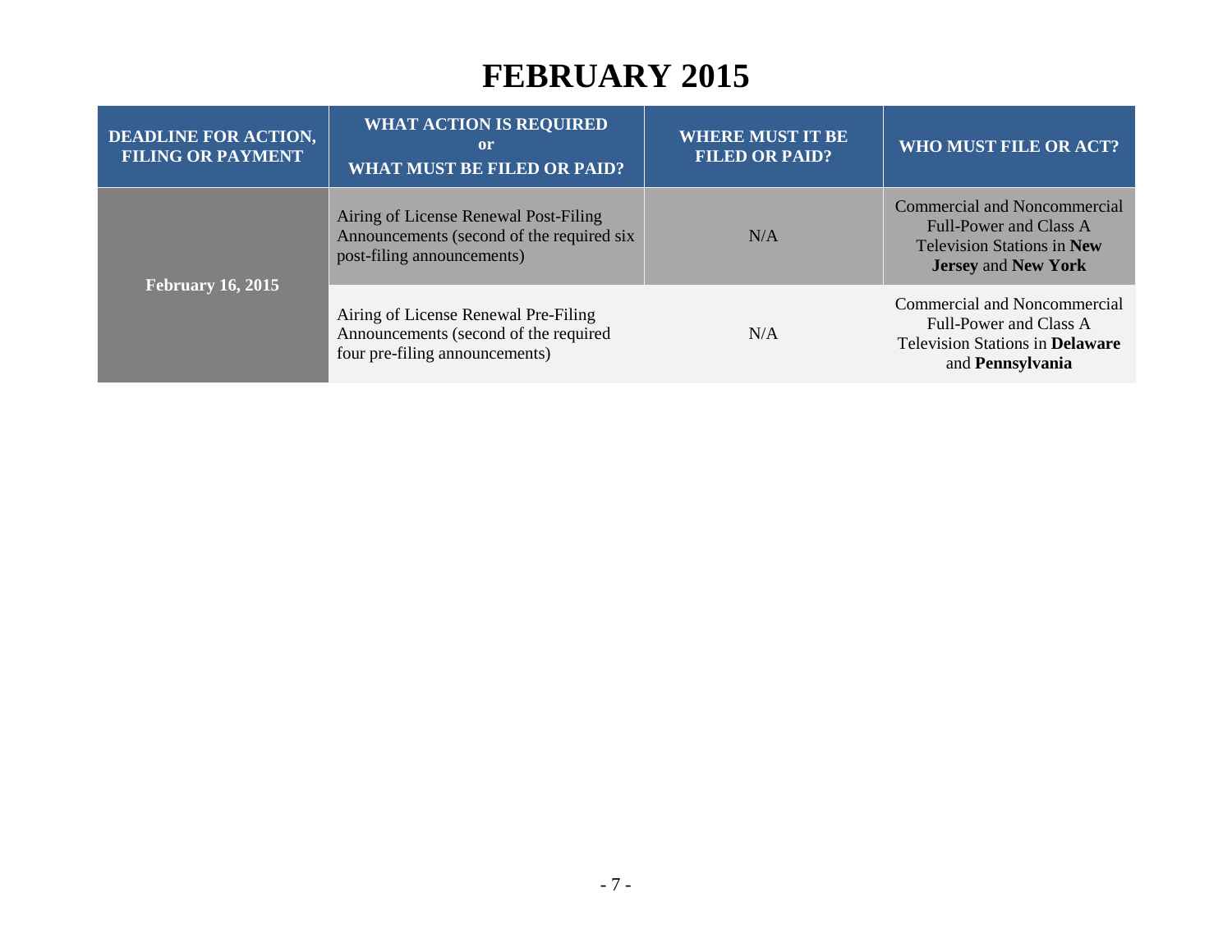# FEBRUARY 2015

| DEADLINE FOR ACTION, FILING OR PAYMENT | WHAT ACTION IS REQUIRED or WHAT MUST BE FILED OR PAID? | WHERE MUST IT BE FILED OR PAID? | WHO MUST FILE OR ACT? |
|---|---|---|---|
| **February 16, 2015** | Airing of License Renewal Post-Filing Announcements (second of the required six post-filing announcements) | N/A | Commercial and Noncommercial Full-Power and Class A Television Stations in **New Jersey** and **New York** |
| | Airing of License Renewal Pre-Filing Announcements (second of the required four pre-filing announcements) | N/A | Commercial and Noncommercial Full-Power and Class A Television Stations in **Delaware** and **Pennsylvania** |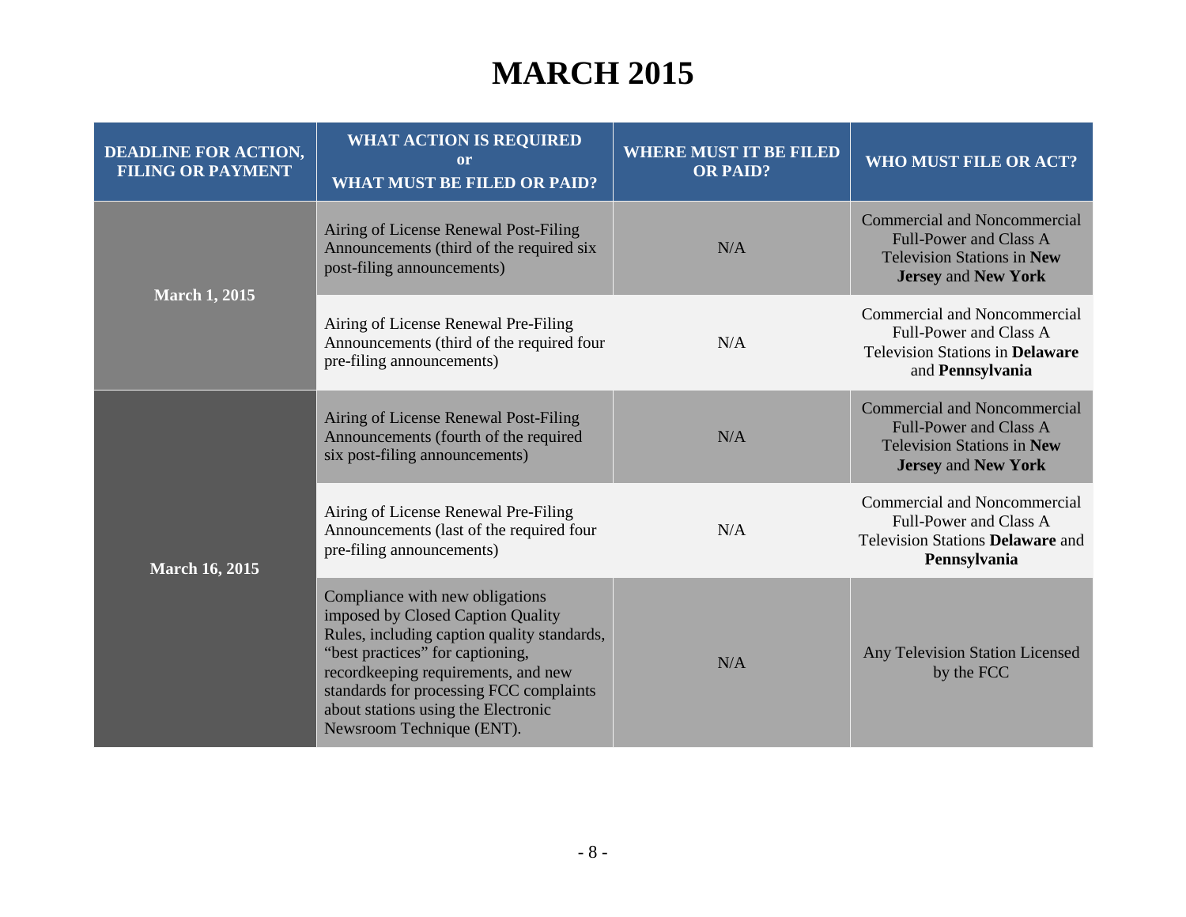# MARCH 2015

| DEADLINE FOR ACTION, FILING OR PAYMENT | WHAT ACTION IS REQUIRED or WHAT MUST BE FILED OR PAID? | WHERE MUST IT BE FILED OR PAID? | WHO MUST FILE OR ACT? |
|---|---|---|---|
| **March 1, 2015** | Airing of License Renewal Post-Filing Announcements (third of the required six post-filing announcements) | N/A | Commercial and Noncommercial Full-Power and Class A Television Stations in **New Jersey** and **New York** |
| | Airing of License Renewal Pre-Filing Announcements (third of the required four pre-filing announcements) | N/A | Commercial and Noncommercial Full-Power and Class A Television Stations in **Delaware** and **Pennsylvania** |
| **March 16, 2015** | Airing of License Renewal Post-Filing Announcements (fourth of the required six post-filing announcements) | N/A | Commercial and Noncommercial Full-Power and Class A Television Stations in **New Jersey** and **New York** |
| | Airing of License Renewal Pre-Filing Announcements (last of the required four pre-filing announcements) | N/A | Commercial and Noncommercial Full-Power and Class A Television Stations **Delaware** and **Pennsylvania** |
| | Compliance with new obligations imposed by Closed Caption Quality Rules, including caption quality standards, "best practices" for captioning, recordkeeping requirements, and new standards for processing FCC complaints about stations using the Electronic Newsroom Technique (ENT). | N/A | Any Television Station Licensed by the FCC |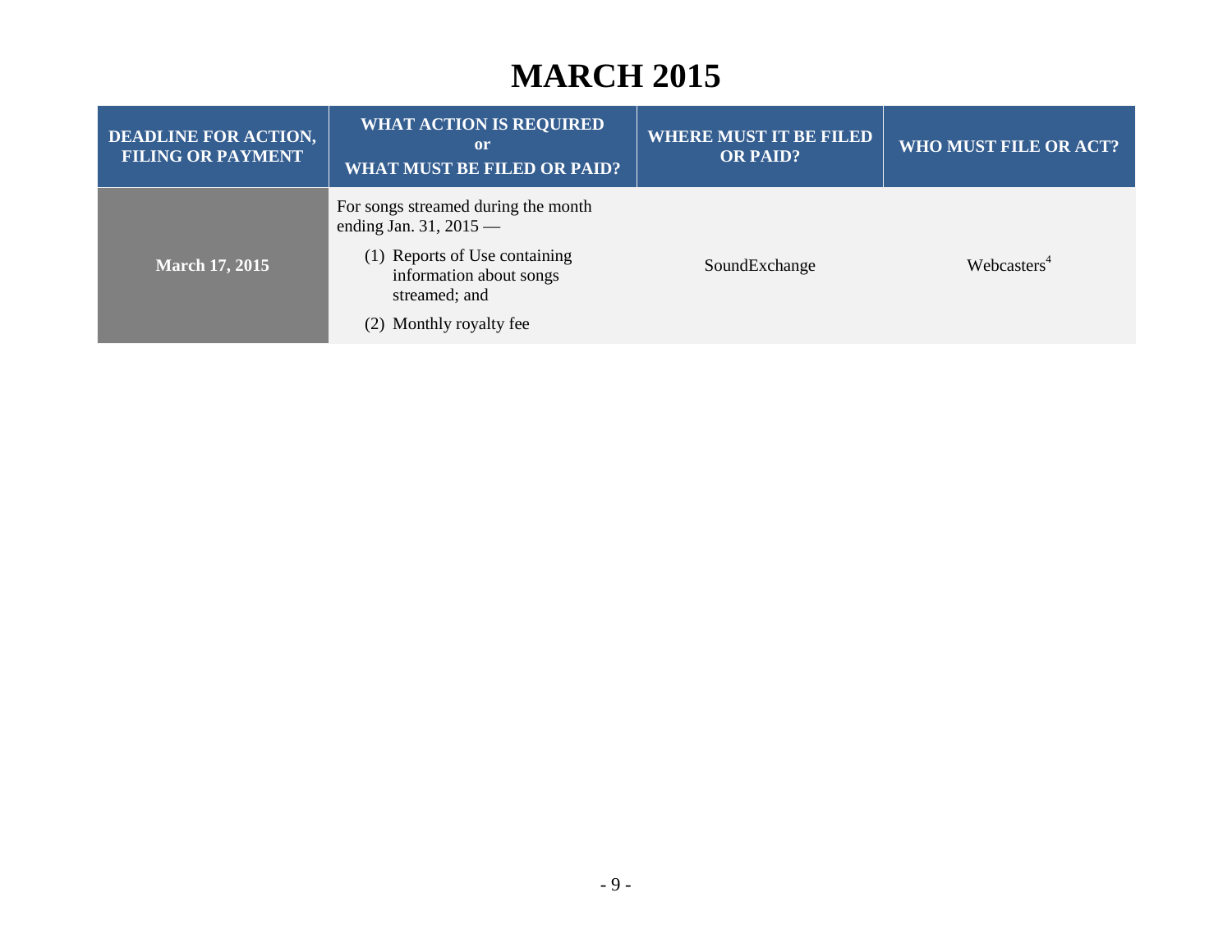# MARCH 2015

| DEADLINE FOR ACTION, FILING OR PAYMENT | WHAT ACTION IS REQUIRED or WHAT MUST BE FILED OR PAID? | WHERE MUST IT BE FILED OR PAID? | WHO MUST FILE OR ACT? |
|---|---|---|---|
| **March 17, 2015** | For songs streamed during the month ending Jan. 31, 2015 — (1) Reports of Use containing information about songs streamed; and (2) Monthly royalty fee | SoundExchange | Webcasters[4] |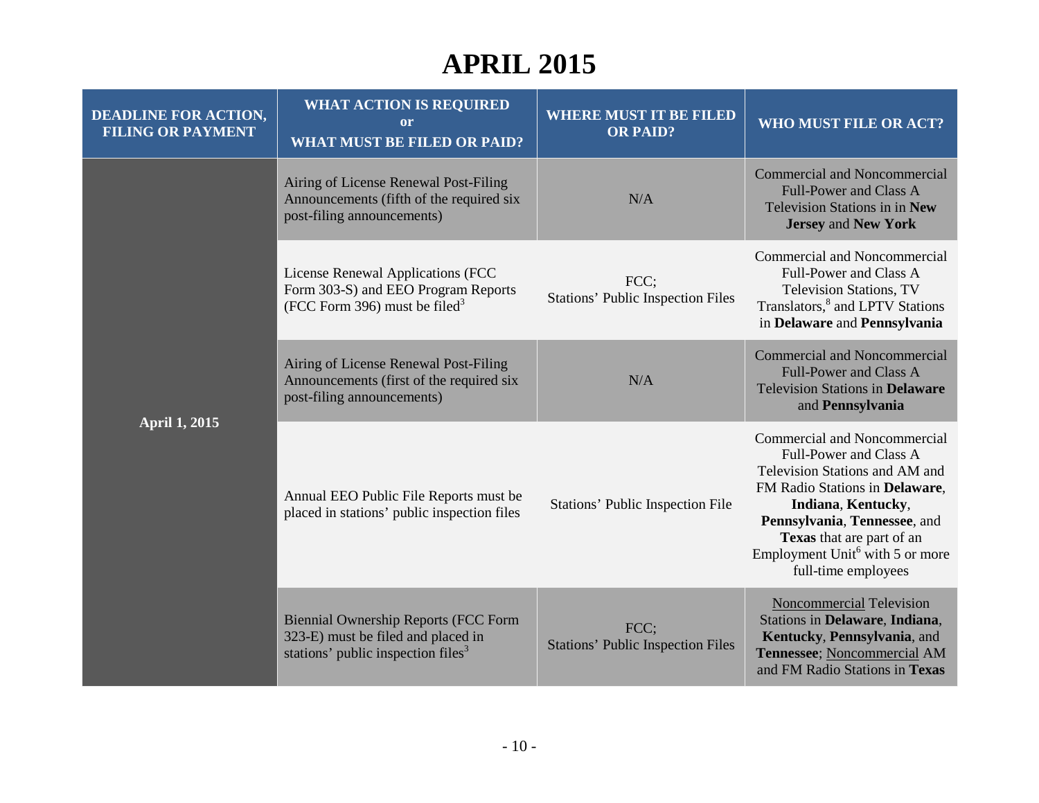# APRIL 2015

| DEADLINE FOR ACTION, FILING OR PAYMENT | WHAT ACTION IS REQUIRED or WHAT MUST BE FILED OR PAID? | WHERE MUST IT BE FILED OR PAID? | WHO MUST FILE OR ACT? |
|---|---|---|---|
| April 1, 2015 | Airing of License Renewal Post-Filing Announcements (fifth of the required six post-filing announcements) | N/A | Commercial and Noncommercial Full-Power and Class A Television Stations in in **New Jersey** and **New York** |
| | License Renewal Applications (FCC Form 303-S) and EEO Program Reports (FCC Form 396) must be filed[3] | FCC; Stations' Public Inspection Files | Commercial and Noncommercial Full-Power and Class A Television Stations, TV Translators,[8] and LPTV Stations in **Delaware** and **Pennsylvania** |
| | Airing of License Renewal Post-Filing Announcements (first of the required six post-filing announcements) | N/A | Commercial and Noncommercial Full-Power and Class A Television Stations in **Delaware** and **Pennsylvania** |
| | Annual EEO Public File Reports must be placed in stations' public inspection files | Stations' Public Inspection File | Commercial and Noncommercial Full-Power and Class A Television Stations and AM and FM Radio Stations in **Delaware**, **Indiana**, **Kentucky**, **Pennsylvania**, **Tennessee**, and **Texas** that are part of an Employment Unit[6] with 5 or more full-time employees |
| | Biennial Ownership Reports (FCC Form 323-E) must be filed and placed in stations' public inspection files[3] | FCC; Stations' Public Inspection Files | Noncommercial Television Stations in **Delaware**, **Indiana**, **Kentucky**, **Pennsylvania**, and **Tennessee**; Noncommercial AM and FM Radio Stations in **Texas** |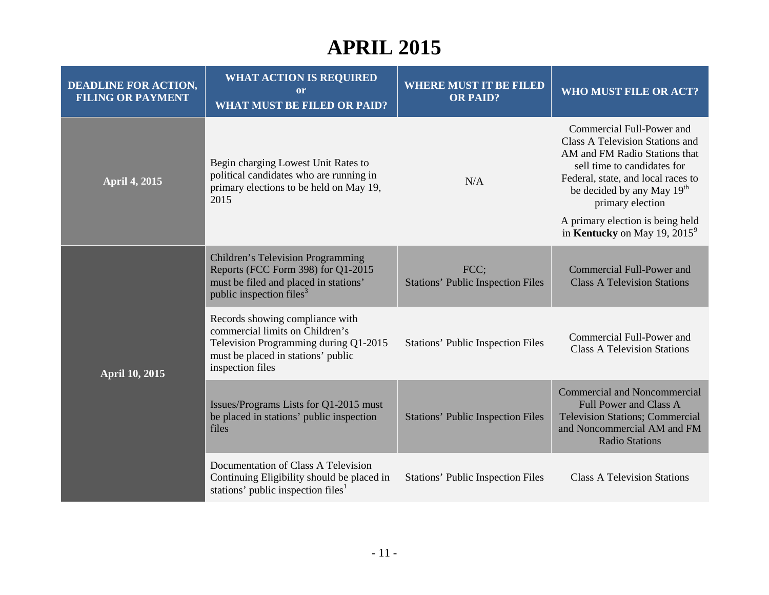# APRIL 2015

| DEADLINE FOR ACTION, FILING OR PAYMENT | WHAT ACTION IS REQUIRED or WHAT MUST BE FILED OR PAID? | WHERE MUST IT BE FILED OR PAID? | WHO MUST FILE OR ACT? |
|---|---|---|---|
| **April 4, 2015** | Begin charging Lowest Unit Rates to political candidates who are running in primary elections to be held on May 19, 2015 | N/A | Commercial Full-Power and Class A Television Stations and AM and FM Radio Stations that sell time to candidates for Federal, state, and local races to be decided by any May 19th primary election<br><br>A primary election is being held in **Kentucky** on May 19, 2015[9] |
| **April 10, 2015** | Children's Television Programming Reports (FCC Form 398) for Q1-2015 must be filed and placed in stations' public inspection files[3] | FCC; Stations' Public Inspection Files | Commercial Full-Power and Class A Television Stations |
| | Records showing compliance with commercial limits on Children's Television Programming during Q1-2015 must be placed in stations' public inspection files | Stations' Public Inspection Files | Commercial Full-Power and Class A Television Stations |
| | Issues/Programs Lists for Q1-2015 must be placed in stations' public inspection files | Stations' Public Inspection Files | Commercial and Noncommercial Full Power and Class A Television Stations; Commercial and Noncommercial AM and FM Radio Stations |
| | Documentation of Class A Television Continuing Eligibility should be placed in stations' public inspection files[1] | Stations' Public Inspection Files | Class A Television Stations |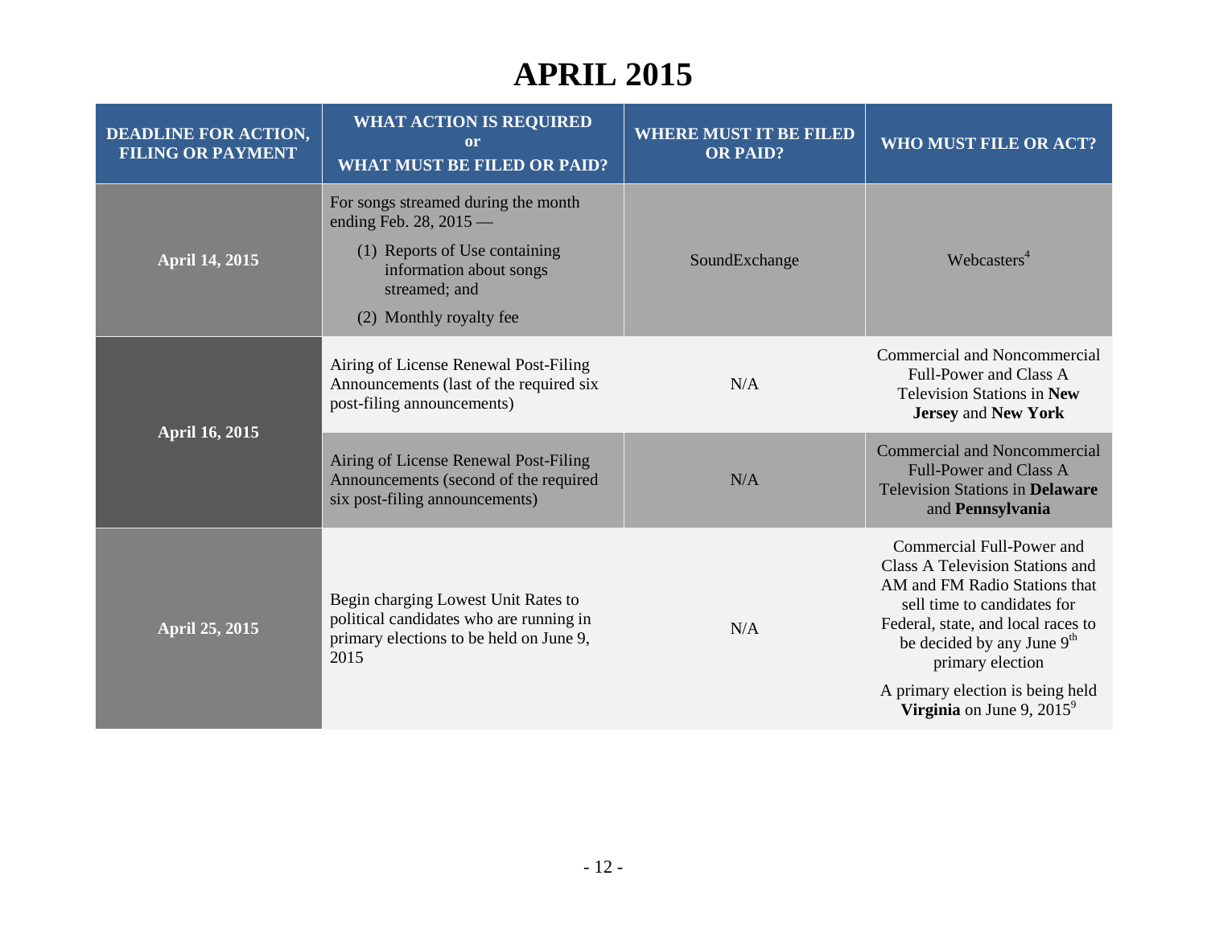# APRIL 2015

| DEADLINE FOR ACTION, FILING OR PAYMENT | WHAT ACTION IS REQUIRED or WHAT MUST BE FILED OR PAID? | WHERE MUST IT BE FILED OR PAID? | WHO MUST FILE OR ACT? |
|---|---|---|---|
| **April 14, 2015** | For songs streamed during the month ending Feb. 28, 2015 — (1) Reports of Use containing information about songs streamed; and (2) Monthly royalty fee | SoundExchange | Webcasters[4] |
| **April 16, 2015** | Airing of License Renewal Post-Filing Announcements (last of the required six post-filing announcements) | N/A | Commercial and Noncommercial Full-Power and Class A Television Stations in **New Jersey** and **New York** |
| | Airing of License Renewal Post-Filing Announcements (second of the required six post-filing announcements) | N/A | Commercial and Noncommercial Full-Power and Class A Television Stations in **Delaware** and **Pennsylvania** |
| **April 25, 2015** | Begin charging Lowest Unit Rates to political candidates who are running in primary elections to be held on June 9, 2015 | N/A | Commercial Full-Power and Class A Television Stations and AM and FM Radio Stations that sell time to candidates for Federal, state, and local races to be decided by any June 9th primary election<br><br>A primary election is being held **Virginia** on June 9, 2015[9] |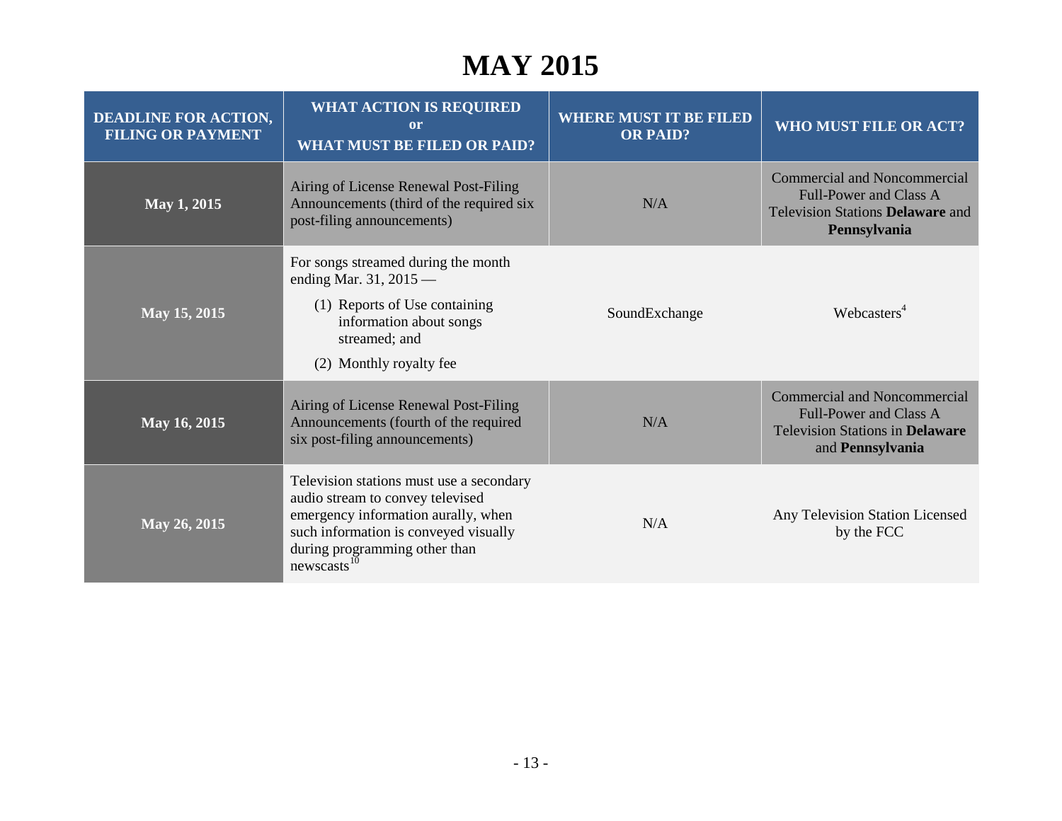# MAY 2015

| DEADLINE FOR ACTION, FILING OR PAYMENT | WHAT ACTION IS REQUIRED or WHAT MUST BE FILED OR PAID? | WHERE MUST IT BE FILED OR PAID? | WHO MUST FILE OR ACT? |
|---|---|---|---|
| **May 1, 2015** | Airing of License Renewal Post-Filing Announcements (third of the required six post-filing announcements) | N/A | Commercial and Noncommercial Full-Power and Class A Television Stations **Delaware** and **Pennsylvania** |
| **May 15, 2015** | For songs streamed during the month ending Mar. 31, 2015 — (1) Reports of Use containing information about songs streamed; and (2) Monthly royalty fee | SoundExchange | Webcasters[4] |
| **May 16, 2015** | Airing of License Renewal Post-Filing Announcements (fourth of the required six post-filing announcements) | N/A | Commercial and Noncommercial Full-Power and Class A Television Stations in **Delaware** and **Pennsylvania** |
| **May 26, 2015** | Television stations must use a secondary audio stream to convey televised emergency information aurally, when such information is conveyed visually during programming other than newscasts[10] | N/A | Any Television Station Licensed by the FCC |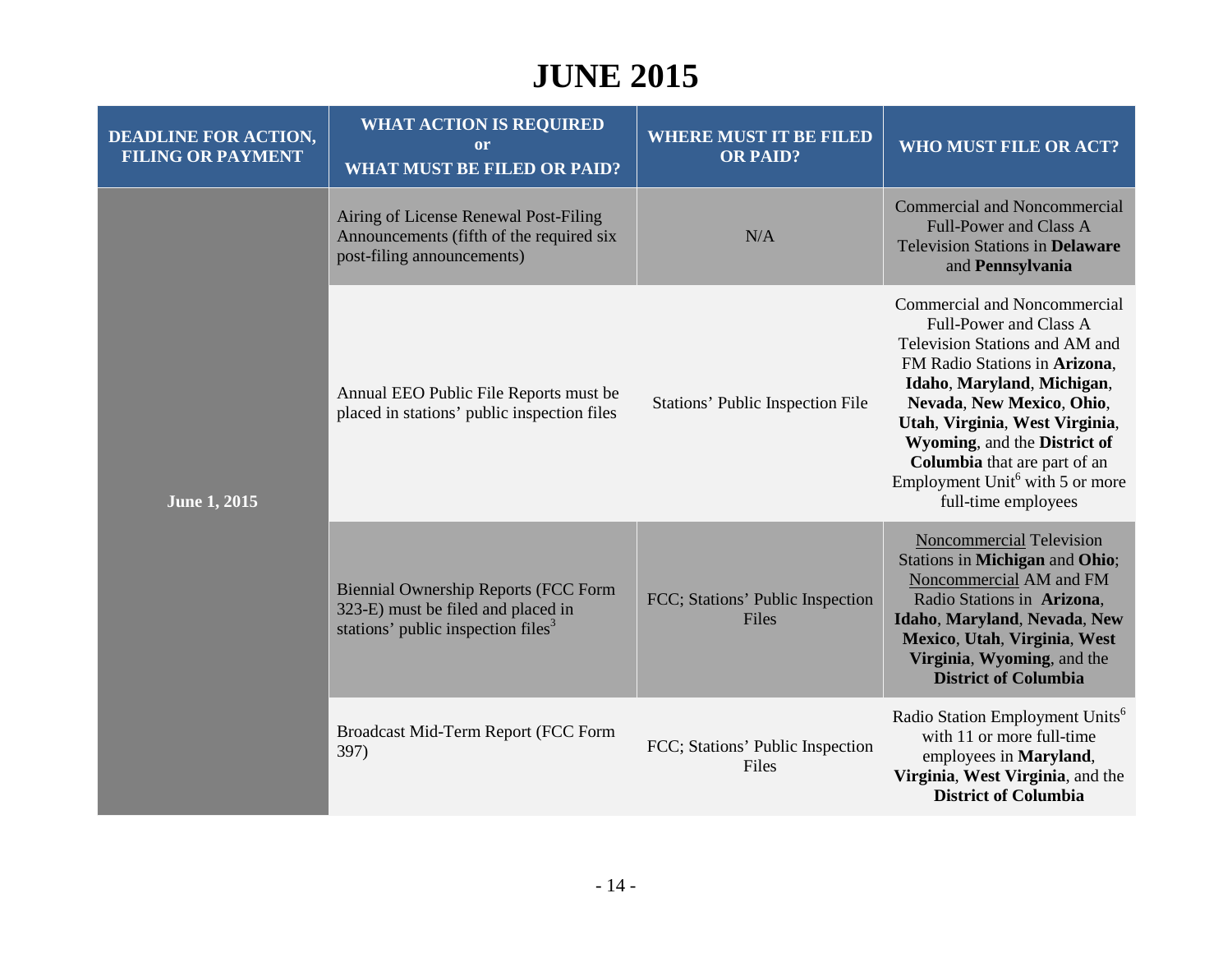# JUNE 2015

| DEADLINE FOR ACTION, FILING OR PAYMENT | WHAT ACTION IS REQUIRED or WHAT MUST BE FILED OR PAID? | WHERE MUST IT BE FILED OR PAID? | WHO MUST FILE OR ACT? |
|---|---|---|---|
| June 1, 2015 | Airing of License Renewal Post-Filing Announcements (fifth of the required six post-filing announcements) | N/A | Commercial and Noncommercial Full-Power and Class A Television Stations in **Delaware** and **Pennsylvania** |
| | Annual EEO Public File Reports must be placed in stations' public inspection files | Stations' Public Inspection File | Commercial and Noncommercial Full-Power and Class A Television Stations and AM and FM Radio Stations in **Arizona**, **Idaho**, **Maryland**, **Michigan**, **Nevada**, **New Mexico**, **Ohio**, **Utah**, **Virginia**, **West Virginia**, **Wyoming**, and the **District of Columbia** that are part of an Employment Unit[6] with 5 or more full-time employees |
| | Biennial Ownership Reports (FCC Form 323-E) must be filed and placed in stations' public inspection files[3] | FCC; Stations' Public Inspection Files | Noncommercial Television Stations in **Michigan** and **Ohio**; Noncommercial AM and FM Radio Stations in **Arizona**, **Idaho**, **Maryland**, **Nevada**, **New Mexico**, **Utah**, **Virginia**, **West Virginia**, **Wyoming**, and the **District of Columbia** |
| | Broadcast Mid-Term Report (FCC Form 397) | FCC; Stations' Public Inspection Files | Radio Station Employment Units[6] with 11 or more full-time employees in **Maryland**, **Virginia**, **West Virginia**, and the **District of Columbia** |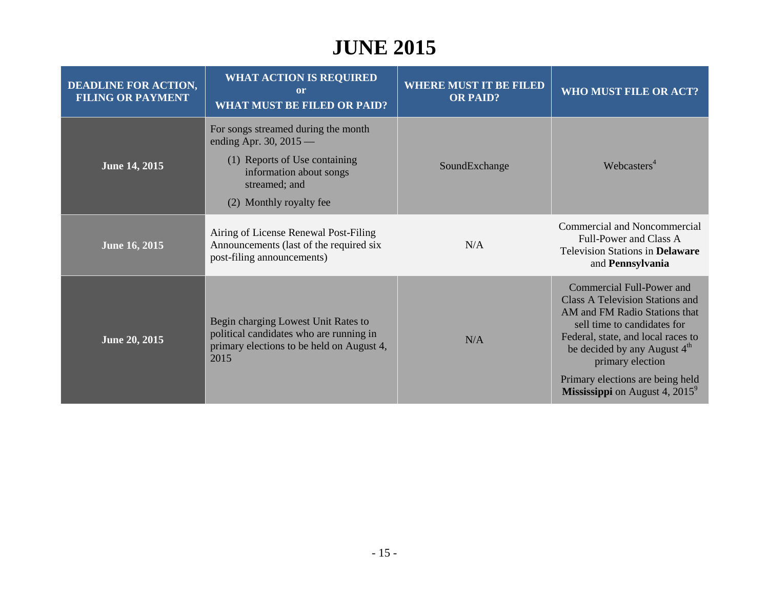# JUNE 2015

| DEADLINE FOR ACTION, FILING OR PAYMENT | WHAT ACTION IS REQUIRED or WHAT MUST BE FILED OR PAID? | WHERE MUST IT BE FILED OR PAID? | WHO MUST FILE OR ACT? |
|---|---|---|---|
| **June 14, 2015** | For songs streamed during the month ending Apr. 30, 2015 — (1) Reports of Use containing information about songs streamed; and (2) Monthly royalty fee | SoundExchange | Webcasters[4] |
| **June 16, 2015** | Airing of License Renewal Post-Filing Announcements (last of the required six post-filing announcements) | N/A | Commercial and Noncommercial Full-Power and Class A Television Stations in **Delaware** and **Pennsylvania** |
| **June 20, 2015** | Begin charging Lowest Unit Rates to political candidates who are running in primary elections to be held on August 4, 2015 | N/A | Commercial Full-Power and Class A Television Stations and AM and FM Radio Stations that sell time to candidates for Federal, state, and local races to be decided by any August 4th primary election<br><br>Primary elections are being held **Mississippi** on August 4, 2015[9] |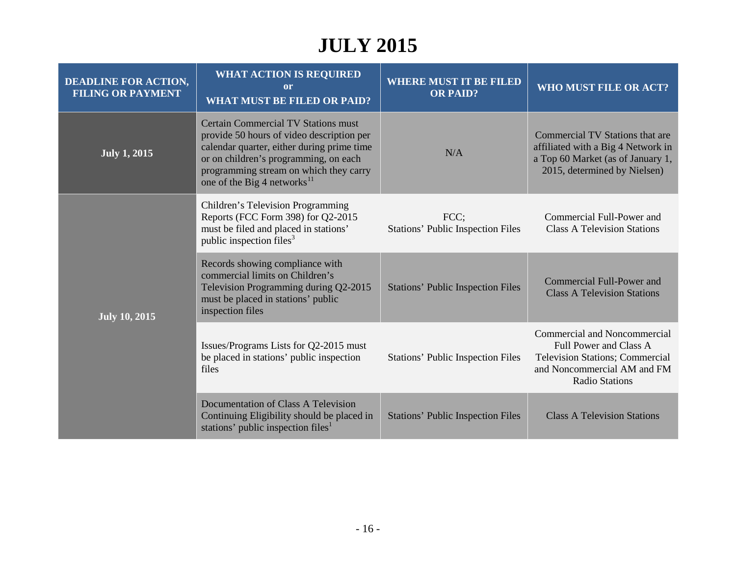# JULY 2015

| DEADLINE FOR ACTION, FILING OR PAYMENT | WHAT ACTION IS REQUIRED or WHAT MUST BE FILED OR PAID? | WHERE MUST IT BE FILED OR PAID? | WHO MUST FILE OR ACT? |
|---|---|---|---|
| **July 1, 2015** | Certain Commercial TV Stations must provide 50 hours of video description per calendar quarter, either during prime time or on children's programming, on each programming stream on which they carry one of the Big 4 networks[11] | N/A | Commercial TV Stations that are affiliated with a Big 4 Network in a Top 60 Market (as of January 1, 2015, determined by Nielsen) |
| **July 10, 2015** | Children's Television Programming Reports (FCC Form 398) for Q2-2015 must be filed and placed in stations' public inspection files[3] | FCC; Stations' Public Inspection Files | Commercial Full-Power and Class A Television Stations |
| | Records showing compliance with commercial limits on Children's Television Programming during Q2-2015 must be placed in stations' public inspection files | Stations' Public Inspection Files | Commercial Full-Power and Class A Television Stations |
| | Issues/Programs Lists for Q2-2015 must be placed in stations' public inspection files | Stations' Public Inspection Files | Commercial and Noncommercial Full Power and Class A Television Stations; Commercial and Noncommercial AM and FM Radio Stations |
| | Documentation of Class A Television Continuing Eligibility should be placed in stations' public inspection files[1] | Stations' Public Inspection Files | Class A Television Stations |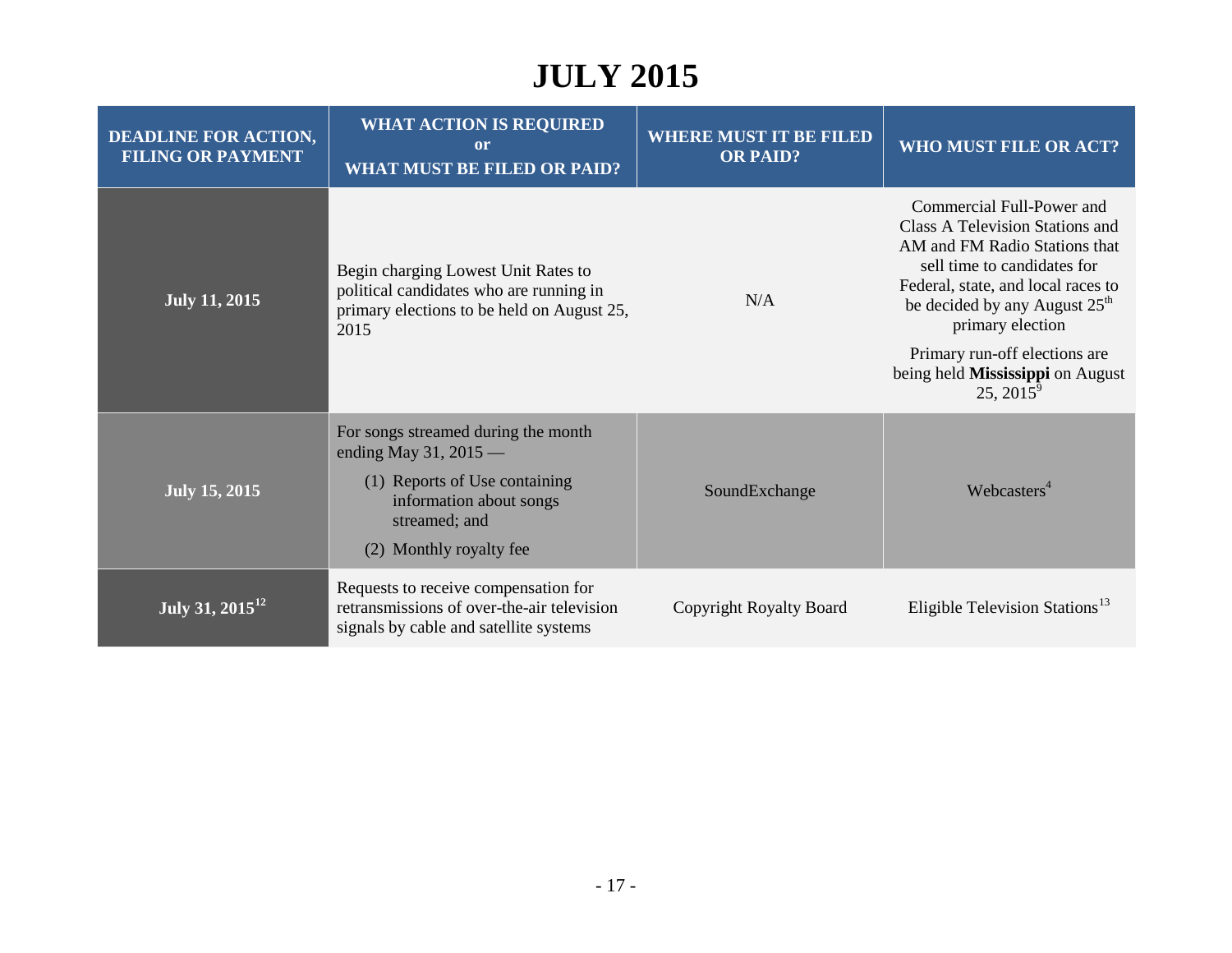# JULY 2015

| DEADLINE FOR ACTION, FILING OR PAYMENT | WHAT ACTION IS REQUIRED or WHAT MUST BE FILED OR PAID? | WHERE MUST IT BE FILED OR PAID? | WHO MUST FILE OR ACT? |
|---|---|---|---|
| **July 11, 2015** | Begin charging Lowest Unit Rates to political candidates who are running in primary elections to be held on August 25, 2015 | N/A | Commercial Full-Power and Class A Television Stations and AM and FM Radio Stations that sell time to candidates for Federal, state, and local races to be decided by any August 25th primary election<br><br>Primary run-off elections are being held **Mississippi** on August 25, 2015[9] |
| **July 15, 2015** | For songs streamed during the month ending May 31, 2015 —<br>(1) Reports of Use containing information about songs streamed; and<br>(2) Monthly royalty fee | SoundExchange | Webcasters[4] |
| **July 31, 2015**[12] | Requests to receive compensation for retransmissions of over-the-air television signals by cable and satellite systems | Copyright Royalty Board | Eligible Television Stations[13] |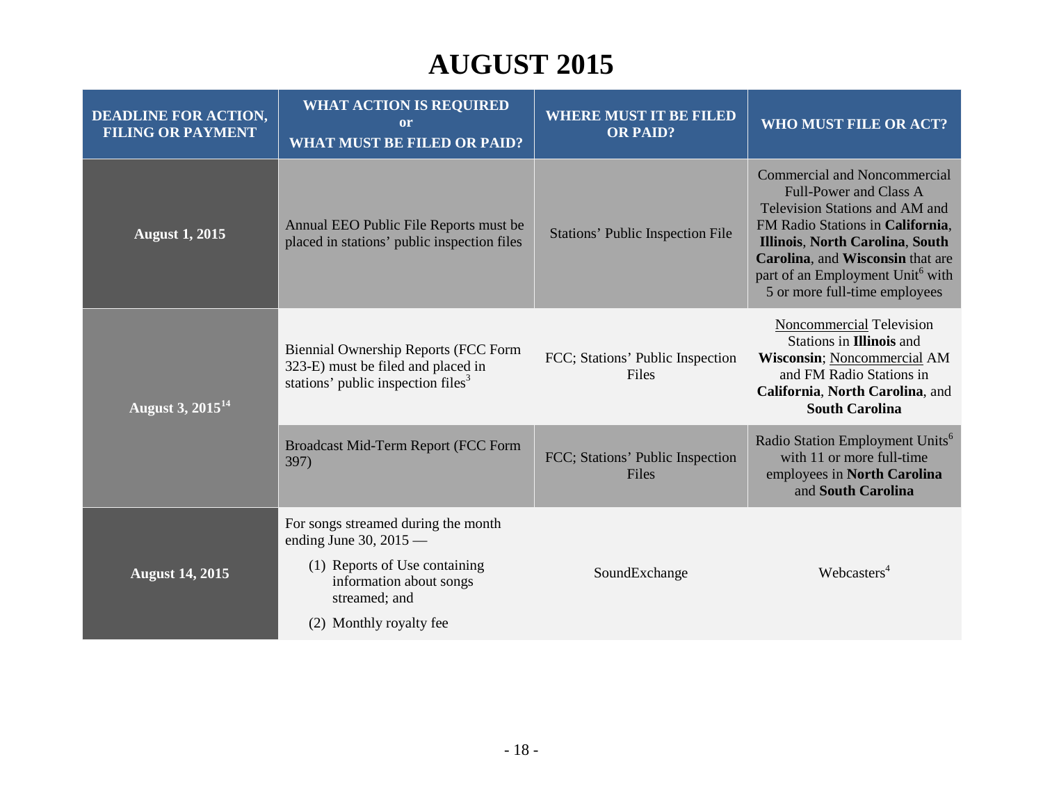# AUGUST 2015

| DEADLINE FOR ACTION, FILING OR PAYMENT | WHAT ACTION IS REQUIRED or WHAT MUST BE FILED OR PAID? | WHERE MUST IT BE FILED OR PAID? | WHO MUST FILE OR ACT? |
|---|---|---|---|
| **August 1, 2015** | Annual EEO Public File Reports must be placed in stations' public inspection files | Stations' Public Inspection File | Commercial and Noncommercial Full-Power and Class A Television Stations and AM and FM Radio Stations in **California**, **Illinois**, **North Carolina**, **South Carolina**, and **Wisconsin** that are part of an Employment Unit[6] with 5 or more full-time employees |
| **August 3, 2015**[14] | Biennial Ownership Reports (FCC Form 323-E) must be filed and placed in stations' public inspection files[3] | FCC; Stations' Public Inspection Files | Noncommercial Television Stations in **Illinois** and **Wisconsin**; Noncommercial AM and FM Radio Stations in **California**, **North Carolina**, and **South Carolina** |
| | Broadcast Mid-Term Report (FCC Form 397) | FCC; Stations' Public Inspection Files | Radio Station Employment Units[6] with 11 or more full-time employees in **North Carolina** and **South Carolina** |
| **August 14, 2015** | For songs streamed during the month ending June 30, 2015 —<br>(1) Reports of Use containing information about songs streamed; and<br>(2) Monthly royalty fee | SoundExchange | Webcasters[4] |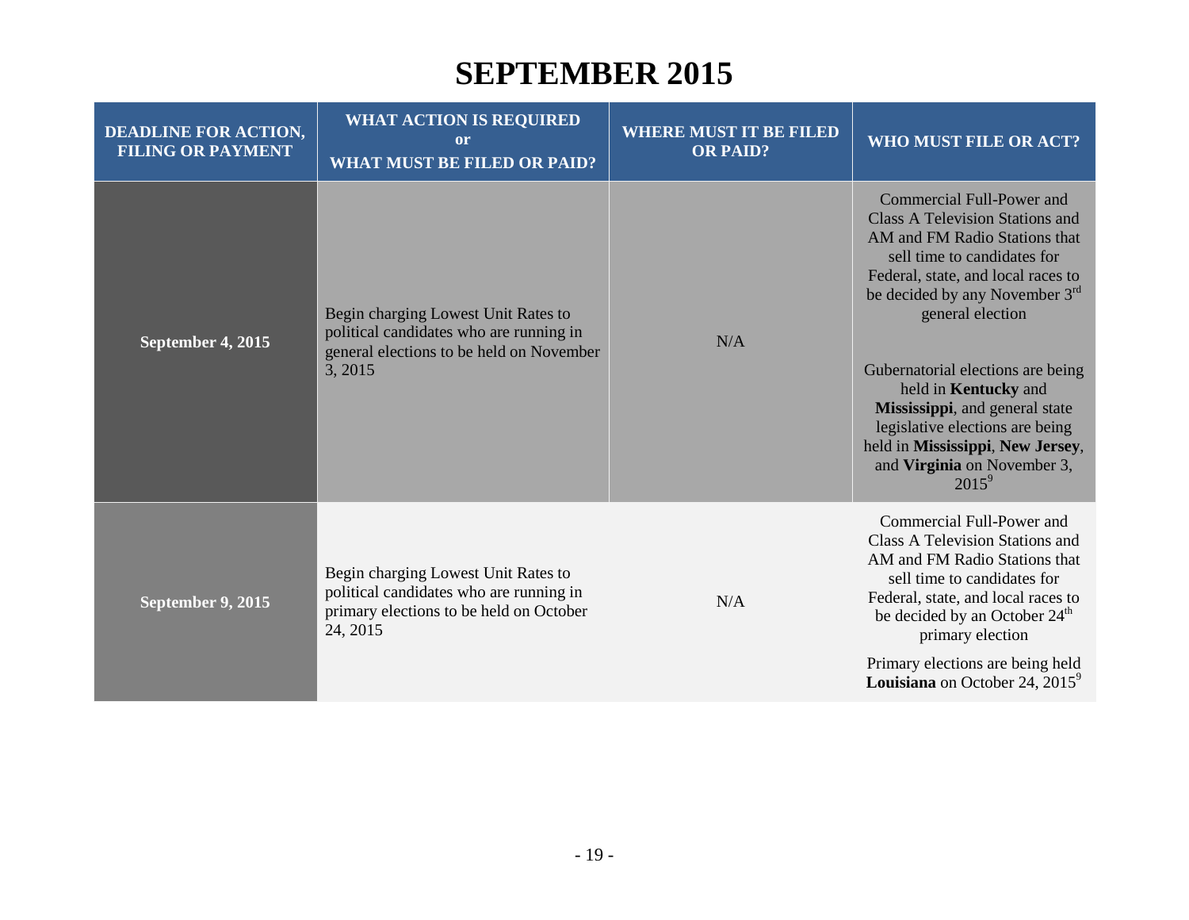# SEPTEMBER 2015

| DEADLINE FOR ACTION, FILING OR PAYMENT | WHAT ACTION IS REQUIRED or WHAT MUST BE FILED OR PAID? | WHERE MUST IT BE FILED OR PAID? | WHO MUST FILE OR ACT? |
|---|---|---|---|
| **September 4, 2015** | Begin charging Lowest Unit Rates to political candidates who are running in general elections to be held on November 3, 2015 | N/A | Commercial Full-Power and Class A Television Stations and AM and FM Radio Stations that sell time to candidates for Federal, state, and local races to be decided by any November 3rd general election<br><br>Gubernatorial elections are being held in **Kentucky** and **Mississippi**, and general state legislative elections are being held in **Mississippi**, **New Jersey**, and **Virginia** on November 3, 2015[9] |
| **September 9, 2015** | Begin charging Lowest Unit Rates to political candidates who are running in primary elections to be held on October 24, 2015 | N/A | Commercial Full-Power and Class A Television Stations and AM and FM Radio Stations that sell time to candidates for Federal, state, and local races to be decided by an October 24th primary election<br><br>Primary elections are being held **Louisiana** on October 24, 2015[9] |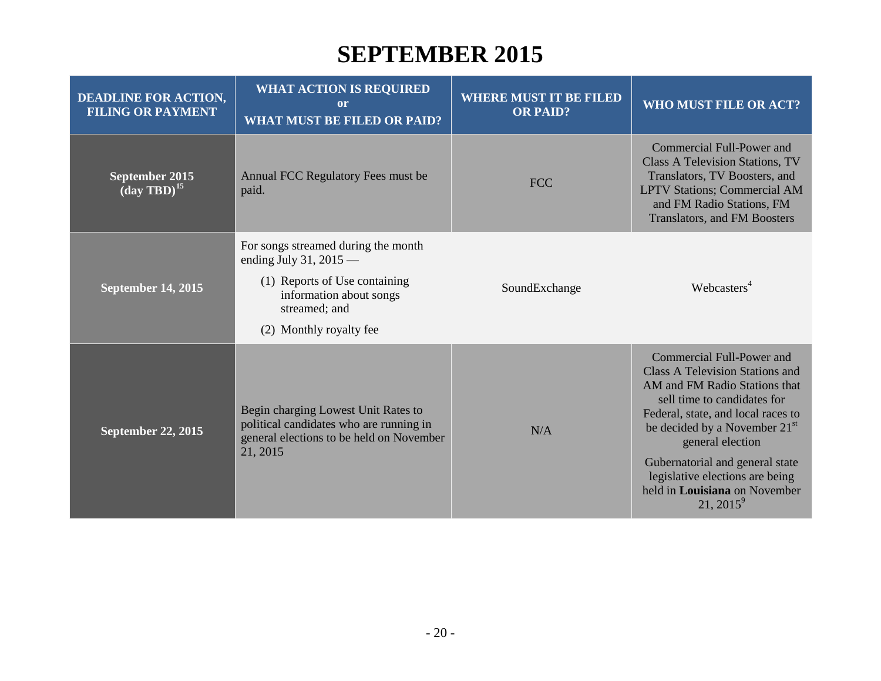# SEPTEMBER 2015

| DEADLINE FOR ACTION, FILING OR PAYMENT | WHAT ACTION IS REQUIRED or WHAT MUST BE FILED OR PAID? | WHERE MUST IT BE FILED OR PAID? | WHO MUST FILE OR ACT? |
|---|---|---|---|
| **September 2015 (day TBD)[15]** | Annual FCC Regulatory Fees must be paid. | FCC | Commercial Full-Power and Class A Television Stations, TV Translators, TV Boosters, and LPTV Stations; Commercial AM and FM Radio Stations, FM Translators, and FM Boosters |
| **September 14, 2015** | For songs streamed during the month ending July 31, 2015 — (1) Reports of Use containing information about songs streamed; and (2) Monthly royalty fee | SoundExchange | Webcasters[4] |
| **September 22, 2015** | Begin charging Lowest Unit Rates to political candidates who are running in general elections to be held on November 21, 2015 | N/A | Commercial Full-Power and Class A Television Stations and AM and FM Radio Stations that sell time to candidates for Federal, state, and local races to be decided by a November 21st general election<br><br>Gubernatorial and general state legislative elections are being held in **Louisiana** on November 21, 2015[9] |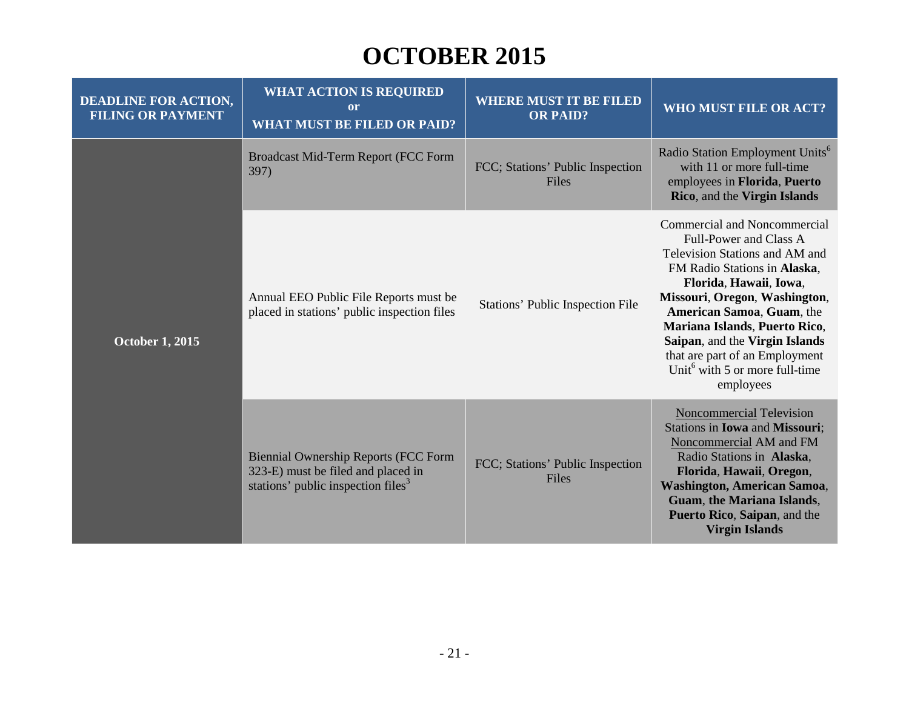# OCTOBER 2015

| DEADLINE FOR ACTION, FILING OR PAYMENT | WHAT ACTION IS REQUIRED or WHAT MUST BE FILED OR PAID? | WHERE MUST IT BE FILED OR PAID? | WHO MUST FILE OR ACT? |
|---|---|---|---|
| **October 1, 2015** | Broadcast Mid-Term Report (FCC Form 397) | FCC; Stations' Public Inspection Files | Radio Station Employment Units[6] with 11 or more full-time employees in **Florida**, **Puerto Rico**, and the **Virgin Islands** |
| | Annual EEO Public File Reports must be placed in stations' public inspection files | Stations' Public Inspection File | Commercial and Noncommercial Full-Power and Class A Television Stations and AM and FM Radio Stations in **Alaska**, **Florida**, **Hawaii**, **Iowa**, **Missouri**, **Oregon**, **Washington**, **American Samoa**, **Guam**, the **Mariana Islands**, **Puerto Rico**, **Saipan**, and the **Virgin Islands** that are part of an Employment Unit[6] with 5 or more full-time employees |
| | Biennial Ownership Reports (FCC Form 323-E) must be filed and placed in stations' public inspection files[3] | FCC; Stations' Public Inspection Files | Noncommercial Television Stations in **Iowa** and **Missouri**; Noncommercial AM and FM Radio Stations in **Alaska**, **Florida**, **Hawaii**, **Oregon**, **Washington, American Samoa**, **Guam**, **the Mariana Islands**, **Puerto Rico**, **Saipan**, and the **Virgin Islands** |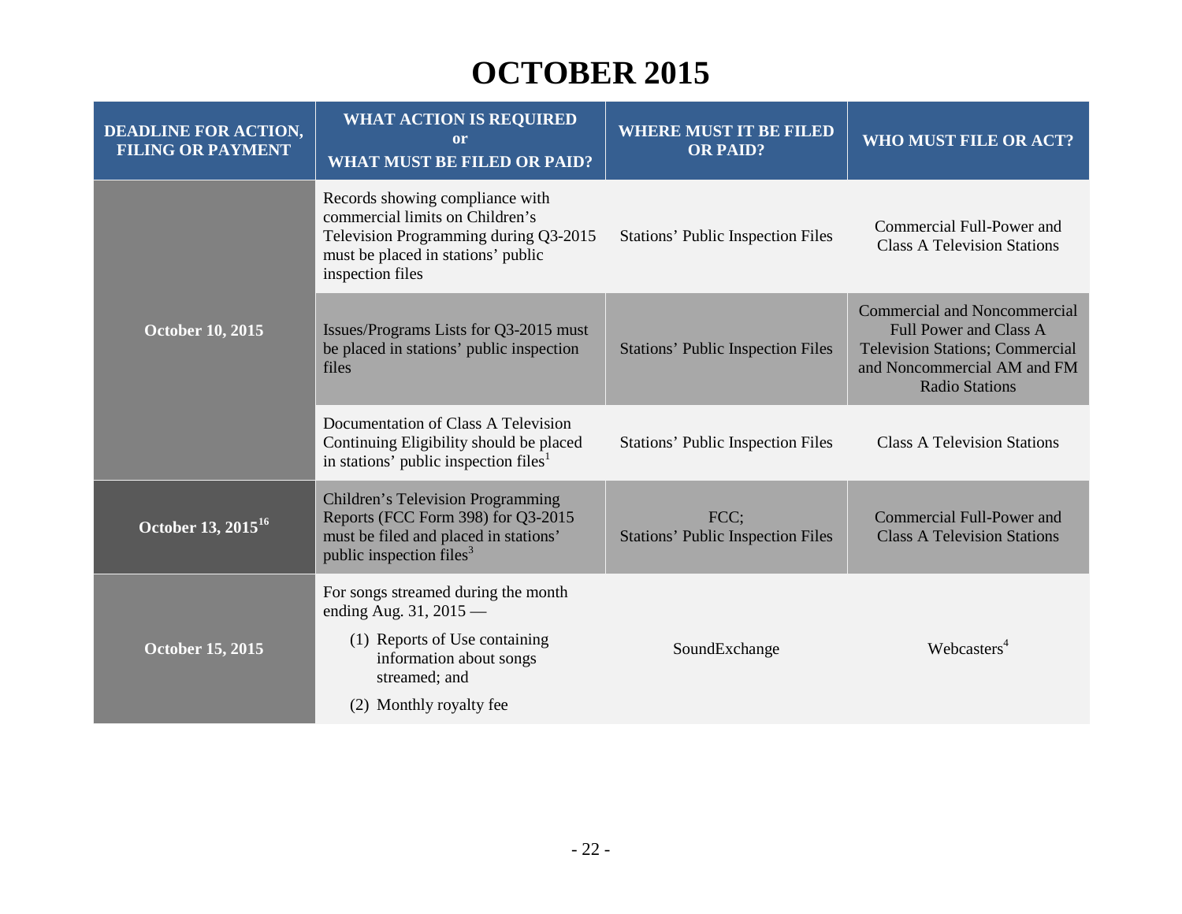# OCTOBER 2015

| DEADLINE FOR ACTION, FILING OR PAYMENT | WHAT ACTION IS REQUIRED or WHAT MUST BE FILED OR PAID? | WHERE MUST IT BE FILED OR PAID? | WHO MUST FILE OR ACT? |
|---|---|---|---|
| **October 10, 2015** | Records showing compliance with commercial limits on Children's Television Programming during Q3-2015 must be placed in stations' public inspection files | Stations' Public Inspection Files | Commercial Full-Power and Class A Television Stations |
| | Issues/Programs Lists for Q3-2015 must be placed in stations' public inspection files | Stations' Public Inspection Files | Commercial and Noncommercial Full Power and Class A Television Stations; Commercial and Noncommercial AM and FM Radio Stations |
| | Documentation of Class A Television Continuing Eligibility should be placed in stations' public inspection files[1] | Stations' Public Inspection Files | Class A Television Stations |
| **October 13, 2015[16]** | Children's Television Programming Reports (FCC Form 398) for Q3-2015 must be filed and placed in stations' public inspection files[3] | FCC; Stations' Public Inspection Files | Commercial Full-Power and Class A Television Stations |
| **October 15, 2015** | For songs streamed during the month ending Aug. 31, 2015 — (1) Reports of Use containing information about songs streamed; and (2) Monthly royalty fee | SoundExchange | Webcasters[4] |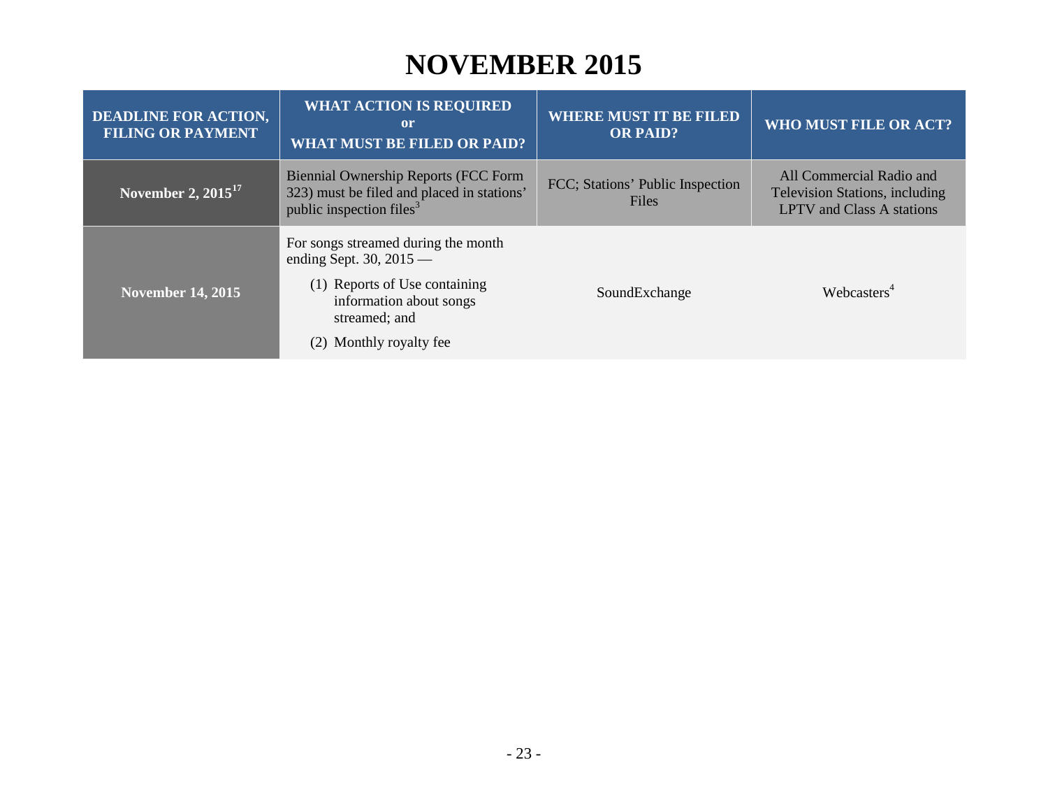# NOVEMBER 2015

| DEADLINE FOR ACTION, FILING OR PAYMENT | WHAT ACTION IS REQUIRED or WHAT MUST BE FILED OR PAID? | WHERE MUST IT BE FILED OR PAID? | WHO MUST FILE OR ACT? |
|---|---|---|---|
| **November 2, 2015**[17] | Biennial Ownership Reports (FCC Form 323) must be filed and placed in stations' public inspection files[3] | FCC; Stations' Public Inspection Files | All Commercial Radio and Television Stations, including LPTV and Class A stations |
| **November 14, 2015** | For songs streamed during the month ending Sept. 30, 2015 — (1) Reports of Use containing information about songs streamed; and (2) Monthly royalty fee | SoundExchange | Webcasters[4] |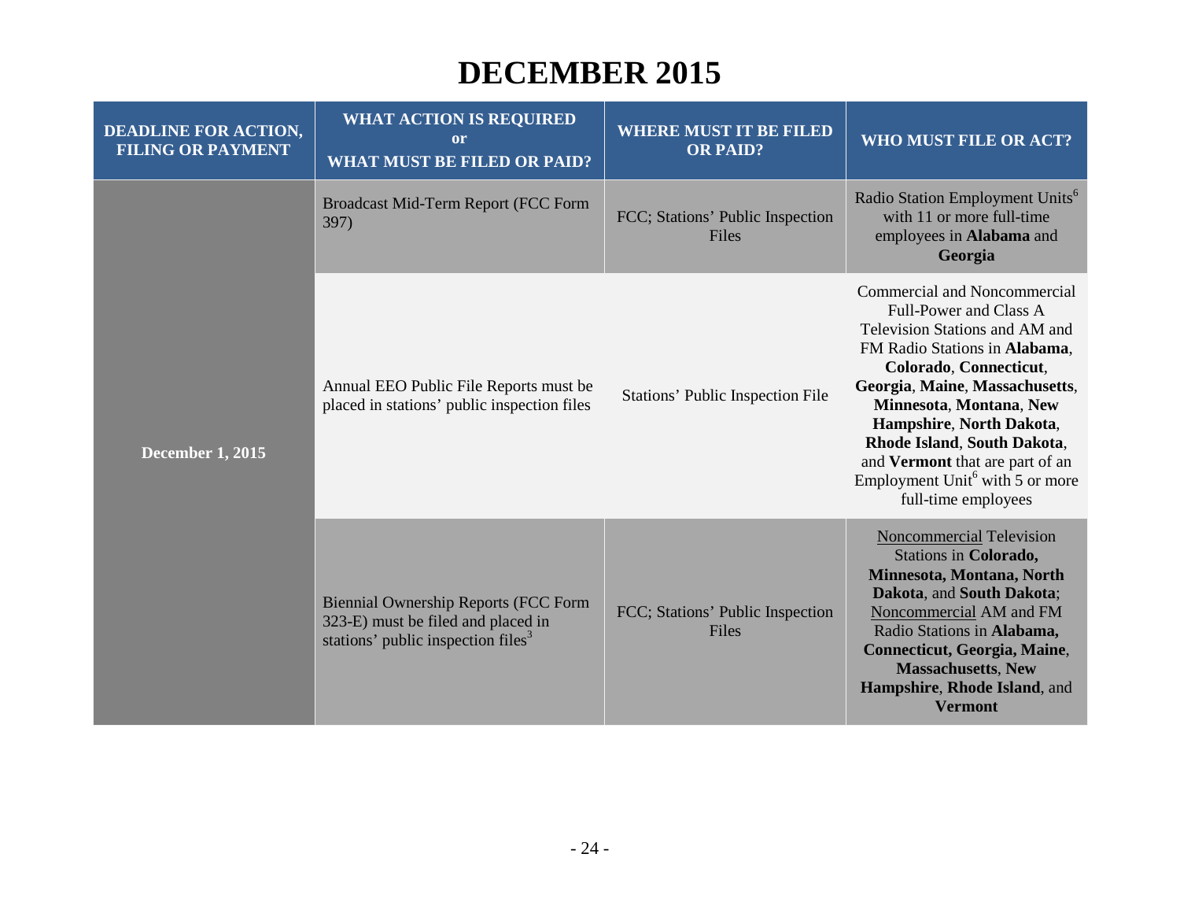# DECEMBER 2015

| DEADLINE FOR ACTION, FILING OR PAYMENT | WHAT ACTION IS REQUIRED or WHAT MUST BE FILED OR PAID? | WHERE MUST IT BE FILED OR PAID? | WHO MUST FILE OR ACT? |
|---|---|---|---|
| **December 1, 2015** | Broadcast Mid-Term Report (FCC Form 397) | FCC; Stations' Public Inspection Files | Radio Station Employment Units[6] with 11 or more full-time employees in **Alabama** and **Georgia** |
| | Annual EEO Public File Reports must be placed in stations' public inspection files | Stations' Public Inspection File | Commercial and Noncommercial Full-Power and Class A Television Stations and AM and FM Radio Stations in **Alabama**, **Colorado**, **Connecticut**, **Georgia**, **Maine**, **Massachusetts**, **Minnesota**, **Montana**, **New Hampshire**, **North Dakota**, **Rhode Island**, **South Dakota**, and **Vermont** that are part of an Employment Unit[6] with 5 or more full-time employees |
| | Biennial Ownership Reports (FCC Form 323-E) must be filed and placed in stations' public inspection files[3] | FCC; Stations' Public Inspection Files | Noncommercial Television Stations in **Colorado, Minnesota, Montana, North Dakota**, and **South Dakota**; Noncommercial AM and FM Radio Stations in **Alabama, Connecticut, Georgia, Maine**, **Massachusetts**, **New Hampshire**, **Rhode Island**, and **Vermont** |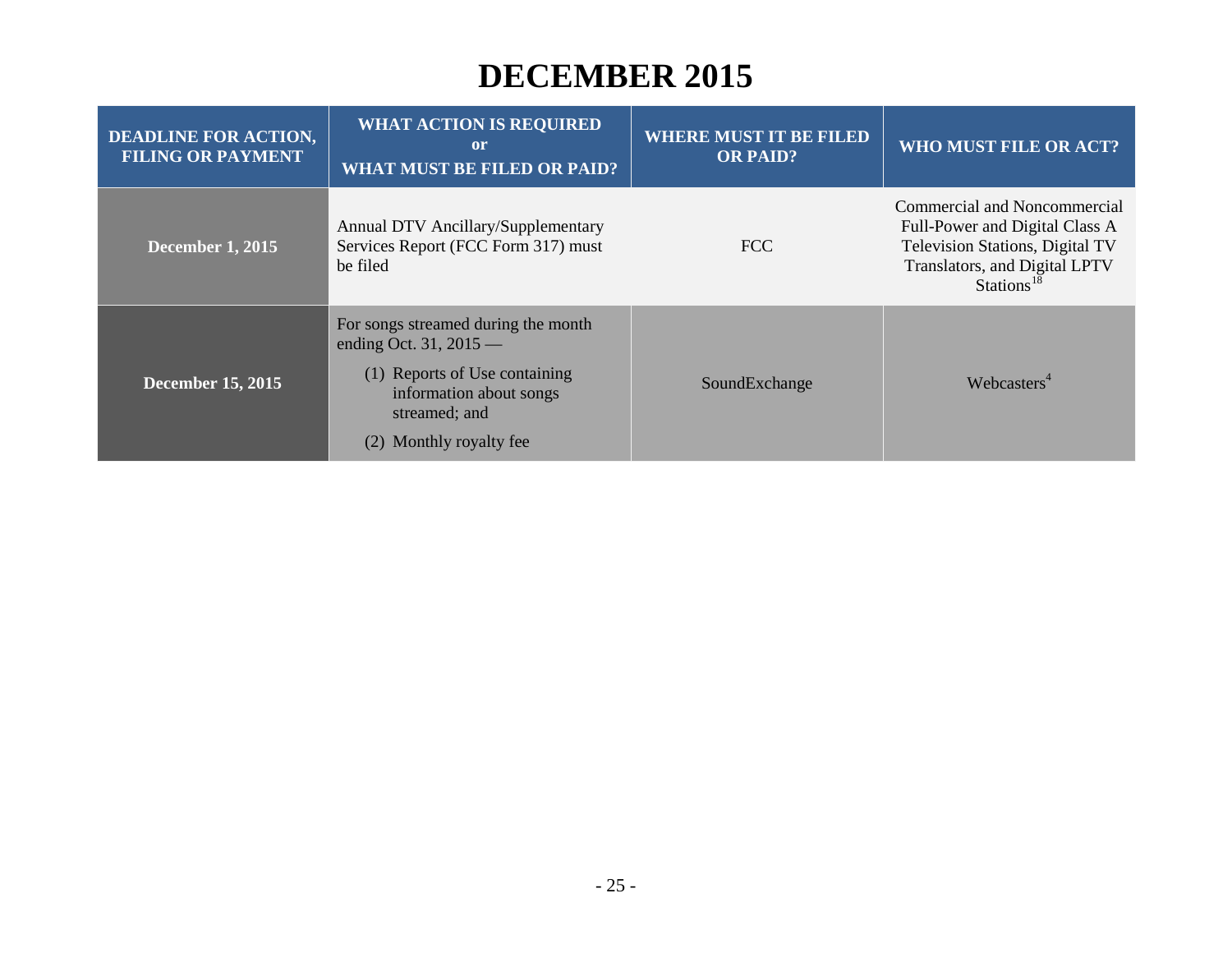# DECEMBER 2015

| DEADLINE FOR ACTION, FILING OR PAYMENT | WHAT ACTION IS REQUIRED or WHAT MUST BE FILED OR PAID? | WHERE MUST IT BE FILED OR PAID? | WHO MUST FILE OR ACT? |
|---|---|---|---|
| **December 1, 2015** | Annual DTV Ancillary/Supplementary Services Report (FCC Form 317) must be filed | FCC | Commercial and Noncommercial Full-Power and Digital Class A Television Stations, Digital TV Translators, and Digital LPTV Stations[18] |
| **December 15, 2015** | For songs streamed during the month ending Oct. 31, 2015 — (1) Reports of Use containing information about songs streamed; and (2) Monthly royalty fee | SoundExchange | Webcasters[4] |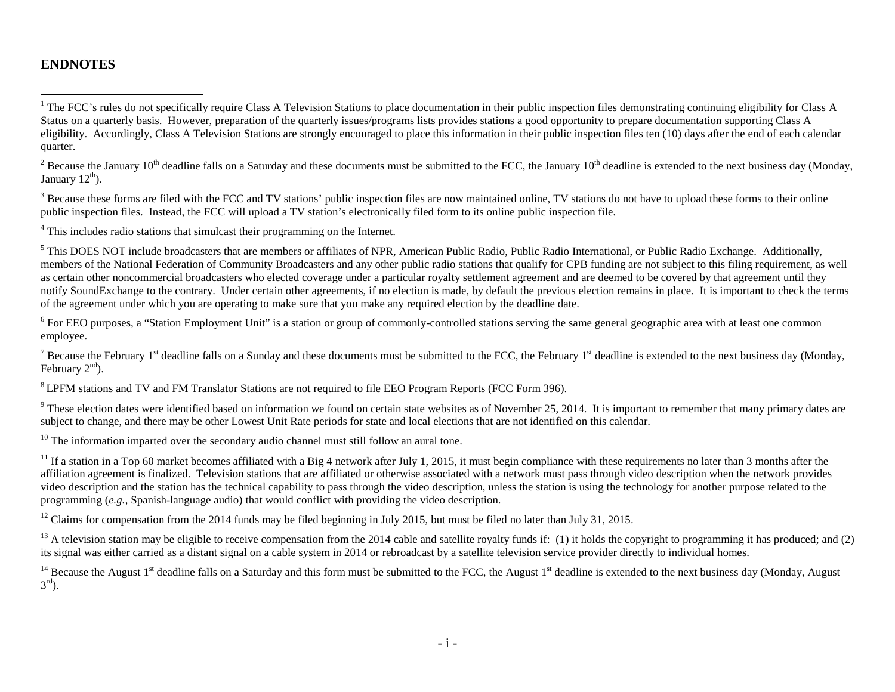## ENDNOTES

[1] The FCC's rules do not specifically require Class A Television Stations to place documentation in their public inspection files demonstrating continuing eligibility for Class A Status on a quarterly basis. However, preparation of the quarterly issues/programs lists provides stations a good opportunity to prepare documentation supporting Class A eligibility. Accordingly, Class A Television Stations are strongly encouraged to place this information in their public inspection files ten (10) days after the end of each calendar quarter.

[2] Because the January 10th deadline falls on a Saturday and these documents must be submitted to the FCC, the January 10th deadline is extended to the next business day (Monday, January 12th).

[3] Because these forms are filed with the FCC and TV stations' public inspection files are now maintained online, TV stations do not have to upload these forms to their online public inspection files. Instead, the FCC will upload a TV station's electronically filed form to its online public inspection file.

[4] This includes radio stations that simulcast their programming on the Internet.

[5] This DOES NOT include broadcasters that are members or affiliates of NPR, American Public Radio, Public Radio International, or Public Radio Exchange. Additionally, members of the National Federation of Community Broadcasters and any other public radio stations that qualify for CPB funding are not subject to this filing requirement, as well as certain other noncommercial broadcasters who elected coverage under a particular royalty settlement agreement and are deemed to be covered by that agreement until they notify SoundExchange to the contrary. Under certain other agreements, if no election is made, by default the previous election remains in place. It is important to check the terms of the agreement under which you are operating to make sure that you make any required election by the deadline date.

[6] For EEO purposes, a "Station Employment Unit" is a station or group of commonly-controlled stations serving the same general geographic area with at least one common employee.

[7] Because the February 1st deadline falls on a Sunday and these documents must be submitted to the FCC, the February 1st deadline is extended to the next business day (Monday, February 2nd).

[8] LPFM stations and TV and FM Translator Stations are not required to file EEO Program Reports (FCC Form 396).

[9] These election dates were identified based on information we found on certain state websites as of November 25, 2014. It is important to remember that many primary dates are subject to change, and there may be other Lowest Unit Rate periods for state and local elections that are not identified on this calendar.

[10] The information imparted over the secondary audio channel must still follow an aural tone.

[11] If a station in a Top 60 market becomes affiliated with a Big 4 network after July 1, 2015, it must begin compliance with these requirements no later than 3 months after the affiliation agreement is finalized. Television stations that are affiliated or otherwise associated with a network must pass through video description when the network provides video description and the station has the technical capability to pass through the video description, unless the station is using the technology for another purpose related to the programming (*e.g.*, Spanish-language audio) that would conflict with providing the video description.

[12] Claims for compensation from the 2014 funds may be filed beginning in July 2015, but must be filed no later than July 31, 2015.

[13] A television station may be eligible to receive compensation from the 2014 cable and satellite royalty funds if: (1) it holds the copyright to programming it has produced; and (2) its signal was either carried as a distant signal on a cable system in 2014 or rebroadcast by a satellite television service provider directly to individual homes.

[14] Because the August 1st deadline falls on a Saturday and this form must be submitted to the FCC, the August 1st deadline is extended to the next business day (Monday, August 3rd).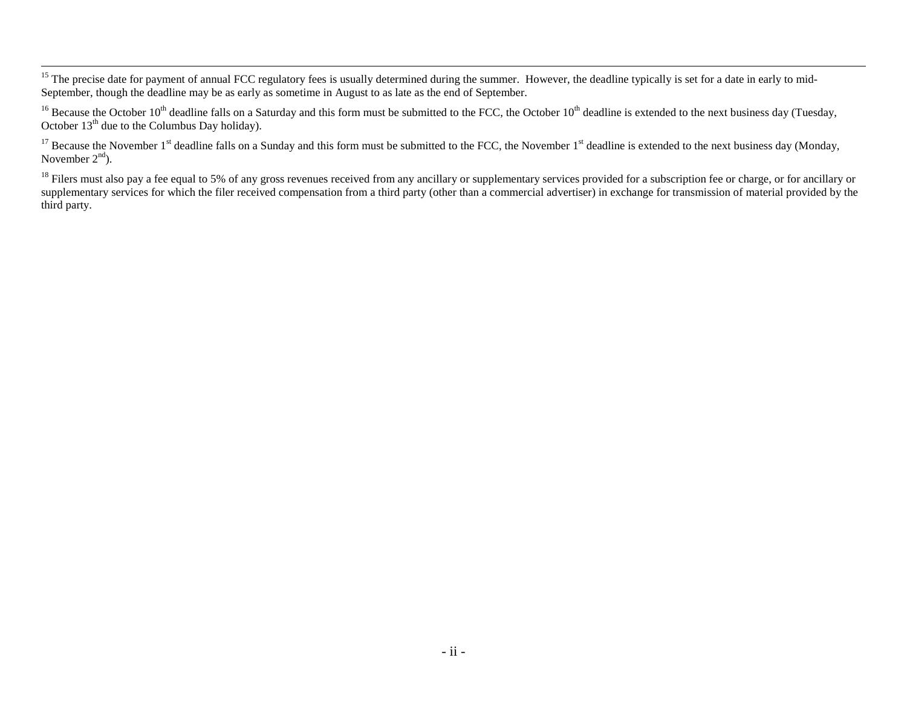[15] The precise date for payment of annual FCC regulatory fees is usually determined during the summer. However, the deadline typically is set for a date in early to mid-September, though the deadline may be as early as sometime in August to as late as the end of September.

[16] Because the October 10th deadline falls on a Saturday and this form must be submitted to the FCC, the October 10th deadline is extended to the next business day (Tuesday, October 13th due to the Columbus Day holiday).

[17] Because the November 1st deadline falls on a Sunday and this form must be submitted to the FCC, the November 1st deadline is extended to the next business day (Monday, November 2nd).

[18] Filers must also pay a fee equal to 5% of any gross revenues received from any ancillary or supplementary services provided for a subscription fee or charge, or for ancillary or supplementary services for which the filer received compensation from a third party (other than a commercial advertiser) in exchange for transmission of material provided by the third party.